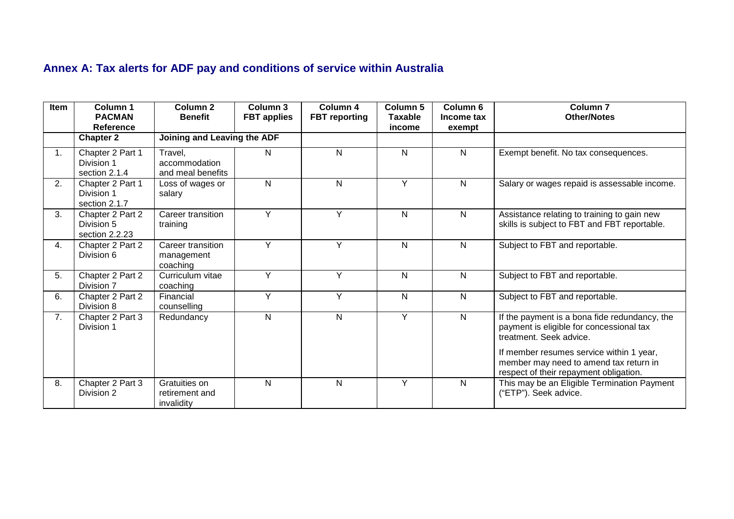## Annex A: Tax alerts for ADF pay and conditions of service within Australia

| Item | Column 1 PACMAN Reference | Column 2 Benefit | Column 3 FBT applies | Column 4 FBT reporting | Column 5 Taxable income | Column 6 Income tax exempt | Column 7 Other/Notes |
|---|---|---|---|---|---|---|---|
| | **Chapter 2** | **Joining and Leaving the ADF** | | | | | |
| 1. | Chapter 2 Part 1 Division 1 section 2.1.4 | Travel, accommodation and meal benefits | N | N | N | N | Exempt benefit. No tax consequences. |
| 2. | Chapter 2 Part 1 Division 1 section 2.1.7 | Loss of wages or salary | N | N | Y | N | Salary or wages repaid is assessable income. |
| 3. | Chapter 2 Part 2 Division 5 section 2.2.23 | Career transition training | Y | Y | N | N | Assistance relating to training to gain new skills is subject to FBT and FBT reportable. |
| 4. | Chapter 2 Part 2 Division 6 | Career transition management coaching | Y | Y | N | N | Subject to FBT and reportable. |
| 5. | Chapter 2 Part 2 Division 7 | Curriculum vitae coaching | Y | Y | N | N | Subject to FBT and reportable. |
| 6. | Chapter 2 Part 2 Division 8 | Financial counselling | Y | Y | N | N | Subject to FBT and reportable. |
| 7. | Chapter 2 Part 3 Division 1 | Redundancy | N | N | Y | N | If the payment is a bona fide redundancy, the payment is eligible for concessional tax treatment. Seek advice.<br><br>If member resumes service within 1 year, member may need to amend tax return in respect of their repayment obligation. |
| 8. | Chapter 2 Part 3 Division 2 | Gratuities on retirement and invalidity | N | N | Y | N | This may be an Eligible Termination Payment ("ETP"). Seek advice. |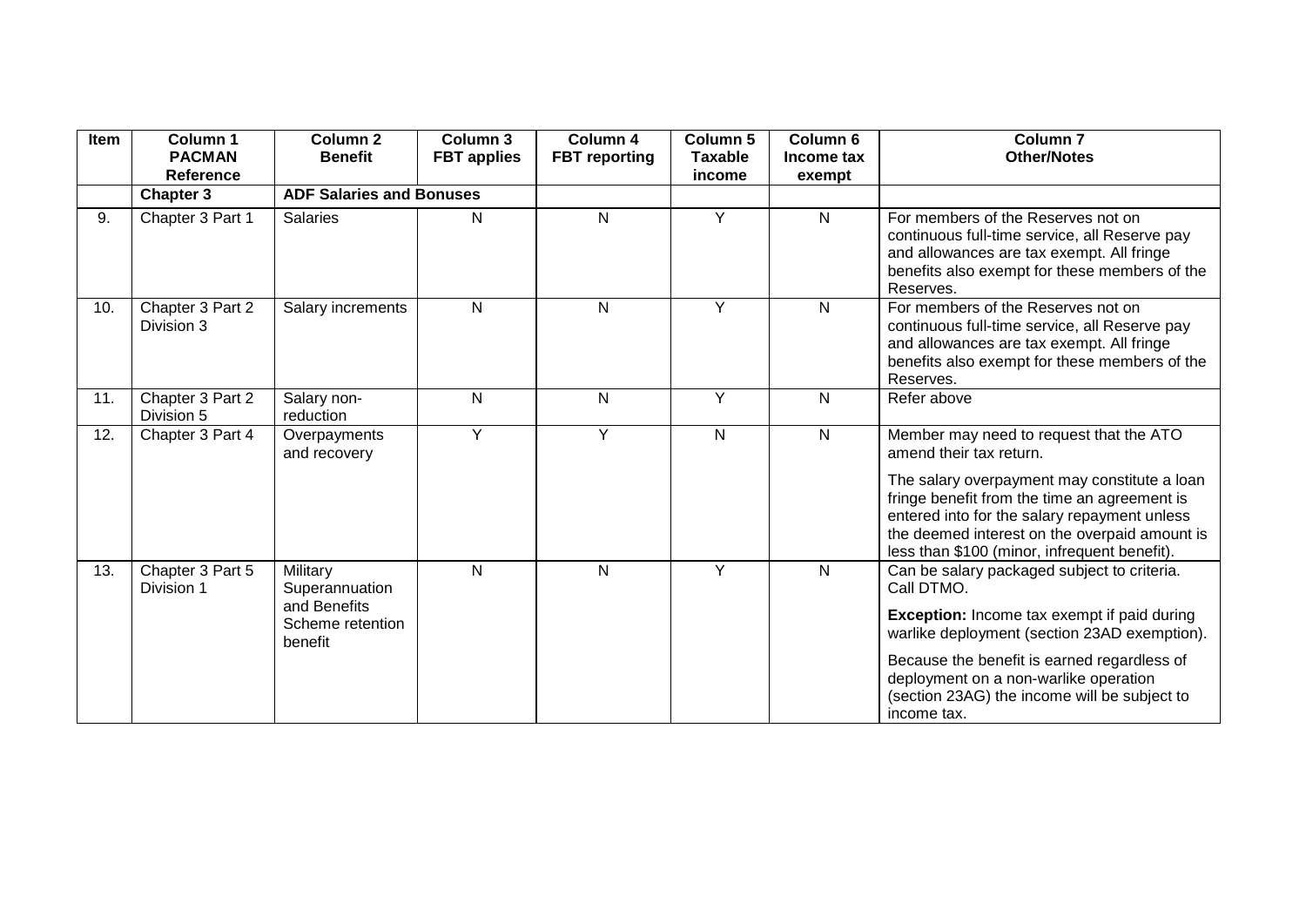| Item | Column 1 PACMAN Reference | Column 2 Benefit | Column 3 FBT applies | Column 4 FBT reporting | Column 5 Taxable income | Column 6 Income tax exempt | Column 7 Other/Notes |
|---|---|---|---|---|---|---|---|
| | **Chapter 3** | **ADF Salaries and Bonuses** | | | | | |
| 9. | Chapter 3 Part 1 | Salaries | N | N | Y | N | For members of the Reserves not on continuous full-time service, all Reserve pay and allowances are tax exempt. All fringe benefits also exempt for these members of the Reserves. |
| 10. | Chapter 3 Part 2 Division 3 | Salary increments | N | N | Y | N | For members of the Reserves not on continuous full-time service, all Reserve pay and allowances are tax exempt. All fringe benefits also exempt for these members of the Reserves. |
| 11. | Chapter 3 Part 2 Division 5 | Salary non-reduction | N | N | Y | N | Refer above |
| 12. | Chapter 3 Part 4 | Overpayments and recovery | Y | Y | N | N | Member may need to request that the ATO amend their tax return.<br><br>The salary overpayment may constitute a loan fringe benefit from the time an agreement is entered into for the salary repayment unless the deemed interest on the overpaid amount is less than $100 (minor, infrequent benefit). |
| 13. | Chapter 3 Part 5 Division 1 | Military Superannuation and Benefits Scheme retention benefit | N | N | Y | N | Can be salary packaged subject to criteria. Call DTMO.<br><br>**Exception:** Income tax exempt if paid during warlike deployment (section 23AD exemption).<br><br>Because the benefit is earned regardless of deployment on a non-warlike operation (section 23AG) the income will be subject to income tax. |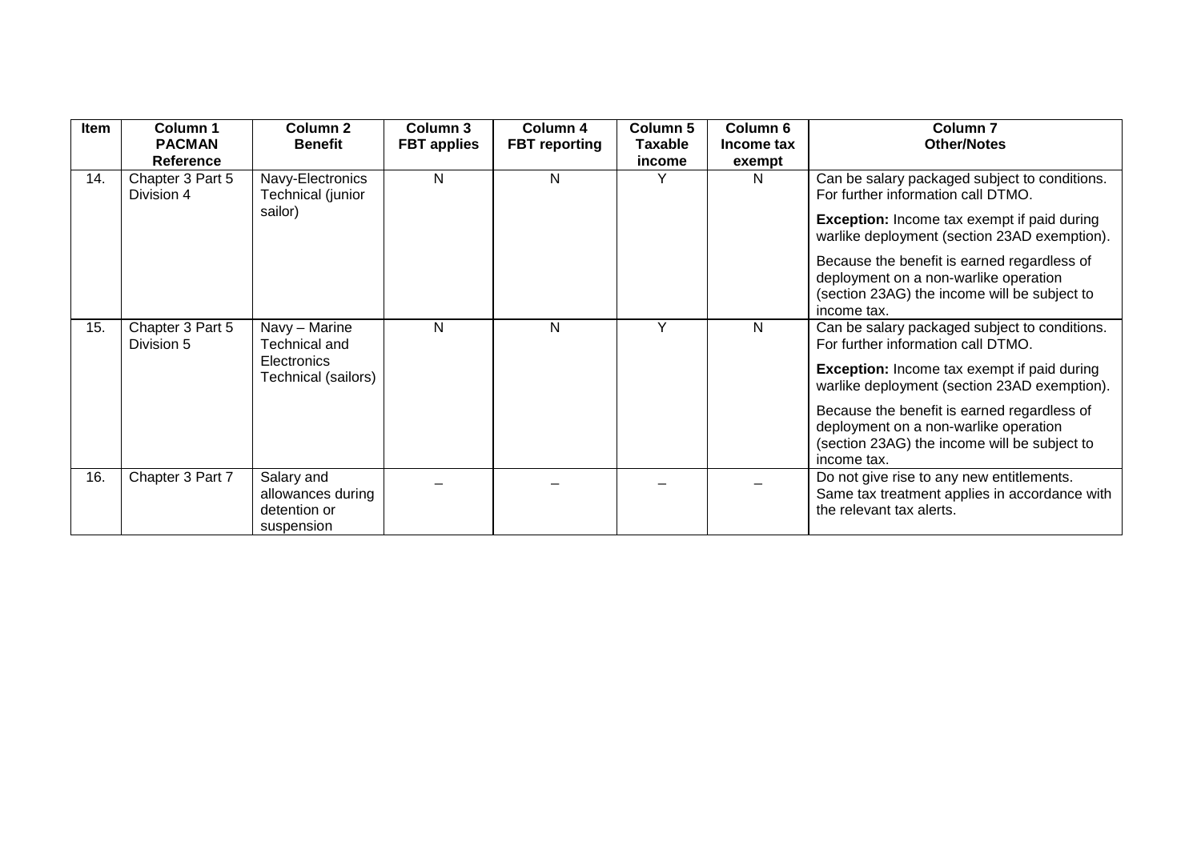| Item | Column 1 PACMAN Reference | Column 2 Benefit | Column 3 FBT applies | Column 4 FBT reporting | Column 5 Taxable income | Column 6 Income tax exempt | Column 7 Other/Notes |
|---|---|---|---|---|---|---|---|
| 14. | Chapter 3 Part 5 Division 4 | Navy-Electronics Technical (junior sailor) | N | N | Y | N | Can be salary packaged subject to conditions. For further information call DTMO.<br><br>**Exception:** Income tax exempt if paid during warlike deployment (section 23AD exemption).<br><br>Because the benefit is earned regardless of deployment on a non-warlike operation (section 23AG) the income will be subject to income tax. |
| 15. | Chapter 3 Part 5 Division 5 | Navy – Marine Technical and Electronics Technical (sailors) | N | N | Y | N | Can be salary packaged subject to conditions. For further information call DTMO.<br><br>**Exception:** Income tax exempt if paid during warlike deployment (section 23AD exemption).<br><br>Because the benefit is earned regardless of deployment on a non-warlike operation (section 23AG) the income will be subject to income tax. |
| 16. | Chapter 3 Part 7 | Salary and allowances during detention or suspension | – | – | – | – | Do not give rise to any new entitlements. Same tax treatment applies in accordance with the relevant tax alerts. |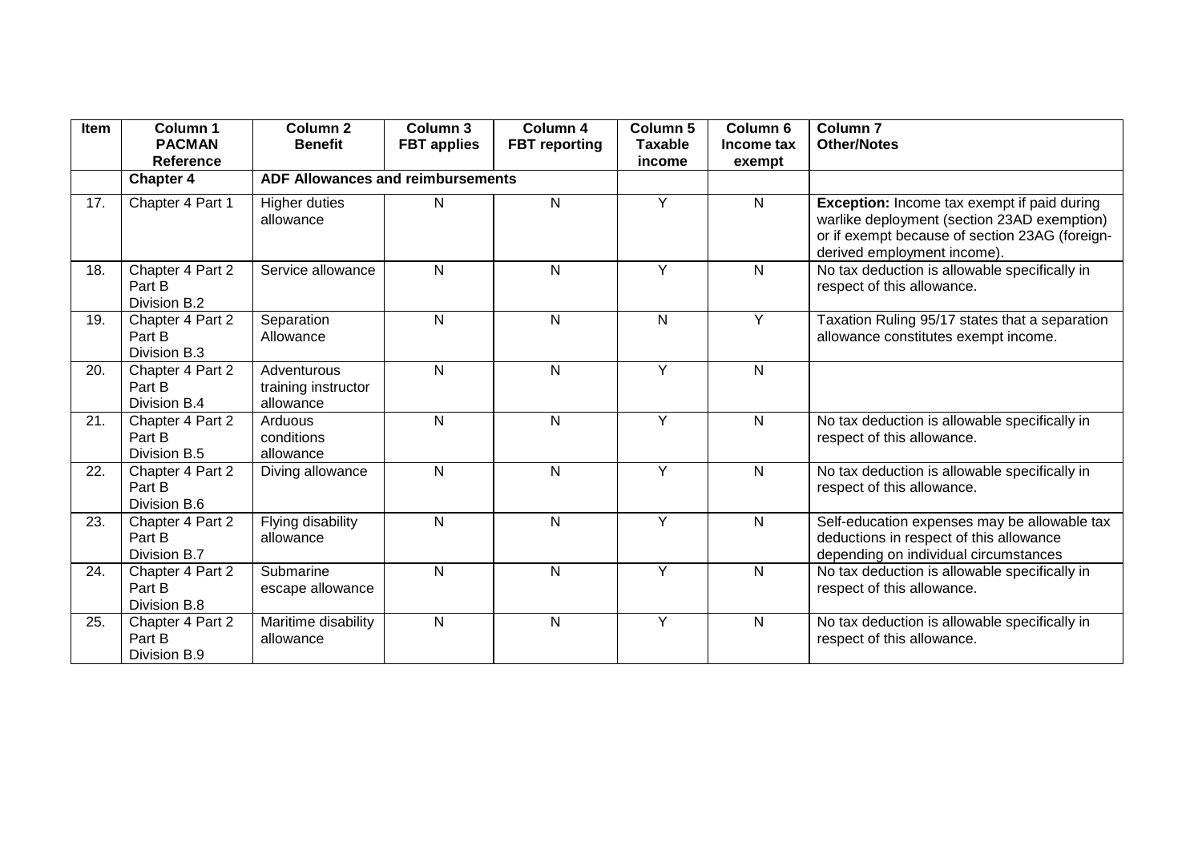| Item | Column 1 PACMAN Reference | Column 2 Benefit | Column 3 FBT applies | Column 4 FBT reporting | Column 5 Taxable income | Column 6 Income tax exempt | Column 7 Other/Notes |
|---|---|---|---|---|---|---|---|
| | **Chapter 4** | **ADF Allowances and reimbursements** | | | | | |
| 17. | Chapter 4 Part 1 | Higher duties allowance | N | N | Y | N | **Exception:** Income tax exempt if paid during warlike deployment (section 23AD exemption) or if exempt because of section 23AG (foreign-derived employment income). |
| 18. | Chapter 4 Part 2 Part B Division B.2 | Service allowance | N | N | Y | N | No tax deduction is allowable specifically in respect of this allowance. |
| 19. | Chapter 4 Part 2 Part B Division B.3 | Separation Allowance | N | N | N | Y | Taxation Ruling 95/17 states that a separation allowance constitutes exempt income. |
| 20. | Chapter 4 Part 2 Part B Division B.4 | Adventurous training instructor allowance | N | N | Y | N | |
| 21. | Chapter 4 Part 2 Part B Division B.5 | Arduous conditions allowance | N | N | Y | N | No tax deduction is allowable specifically in respect of this allowance. |
| 22. | Chapter 4 Part 2 Part B Division B.6 | Diving allowance | N | N | Y | N | No tax deduction is allowable specifically in respect of this allowance. |
| 23. | Chapter 4 Part 2 Part B Division B.7 | Flying disability allowance | N | N | Y | N | Self-education expenses may be allowable tax deductions in respect of this allowance depending on individual circumstances |
| 24. | Chapter 4 Part 2 Part B Division B.8 | Submarine escape allowance | N | N | Y | N | No tax deduction is allowable specifically in respect of this allowance. |
| 25. | Chapter 4 Part 2 Part B Division B.9 | Maritime disability allowance | N | N | Y | N | No tax deduction is allowable specifically in respect of this allowance. |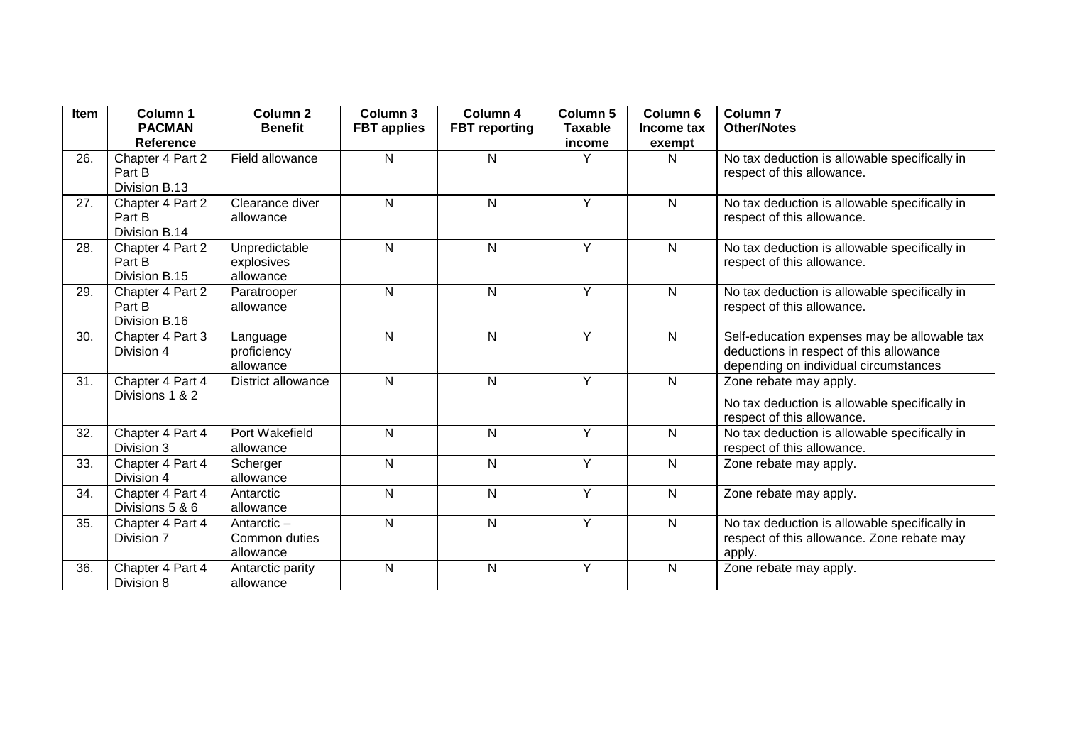| Item | Column 1 PACMAN Reference | Column 2 Benefit | Column 3 FBT applies | Column 4 FBT reporting | Column 5 Taxable income | Column 6 Income tax exempt | Column 7 Other/Notes |
|---|---|---|---|---|---|---|---|
| 26. | Chapter 4 Part 2 Part B Division B.13 | Field allowance | N | N | Y | N | No tax deduction is allowable specifically in respect of this allowance. |
| 27. | Chapter 4 Part 2 Part B Division B.14 | Clearance diver allowance | N | N | Y | N | No tax deduction is allowable specifically in respect of this allowance. |
| 28. | Chapter 4 Part 2 Part B Division B.15 | Unpredictable explosives allowance | N | N | Y | N | No tax deduction is allowable specifically in respect of this allowance. |
| 29. | Chapter 4 Part 2 Part B Division B.16 | Paratrooper allowance | N | N | Y | N | No tax deduction is allowable specifically in respect of this allowance. |
| 30. | Chapter 4 Part 3 Division 4 | Language proficiency allowance | N | N | Y | N | Self-education expenses may be allowable tax deductions in respect of this allowance depending on individual circumstances |
| 31. | Chapter 4 Part 4 Divisions 1 & 2 | District allowance | N | N | Y | N | Zone rebate may apply.<br><br>No tax deduction is allowable specifically in respect of this allowance. |
| 32. | Chapter 4 Part 4 Division 3 | Port Wakefield allowance | N | N | Y | N | No tax deduction is allowable specifically in respect of this allowance. |
| 33. | Chapter 4 Part 4 Division 4 | Scherger allowance | N | N | Y | N | Zone rebate may apply. |
| 34. | Chapter 4 Part 4 Divisions 5 & 6 | Antarctic allowance | N | N | Y | N | Zone rebate may apply. |
| 35. | Chapter 4 Part 4 Division 7 | Antarctic – Common duties allowance | N | N | Y | N | No tax deduction is allowable specifically in respect of this allowance. Zone rebate may apply. |
| 36. | Chapter 4 Part 4 Division 8 | Antarctic parity allowance | N | N | Y | N | Zone rebate may apply. |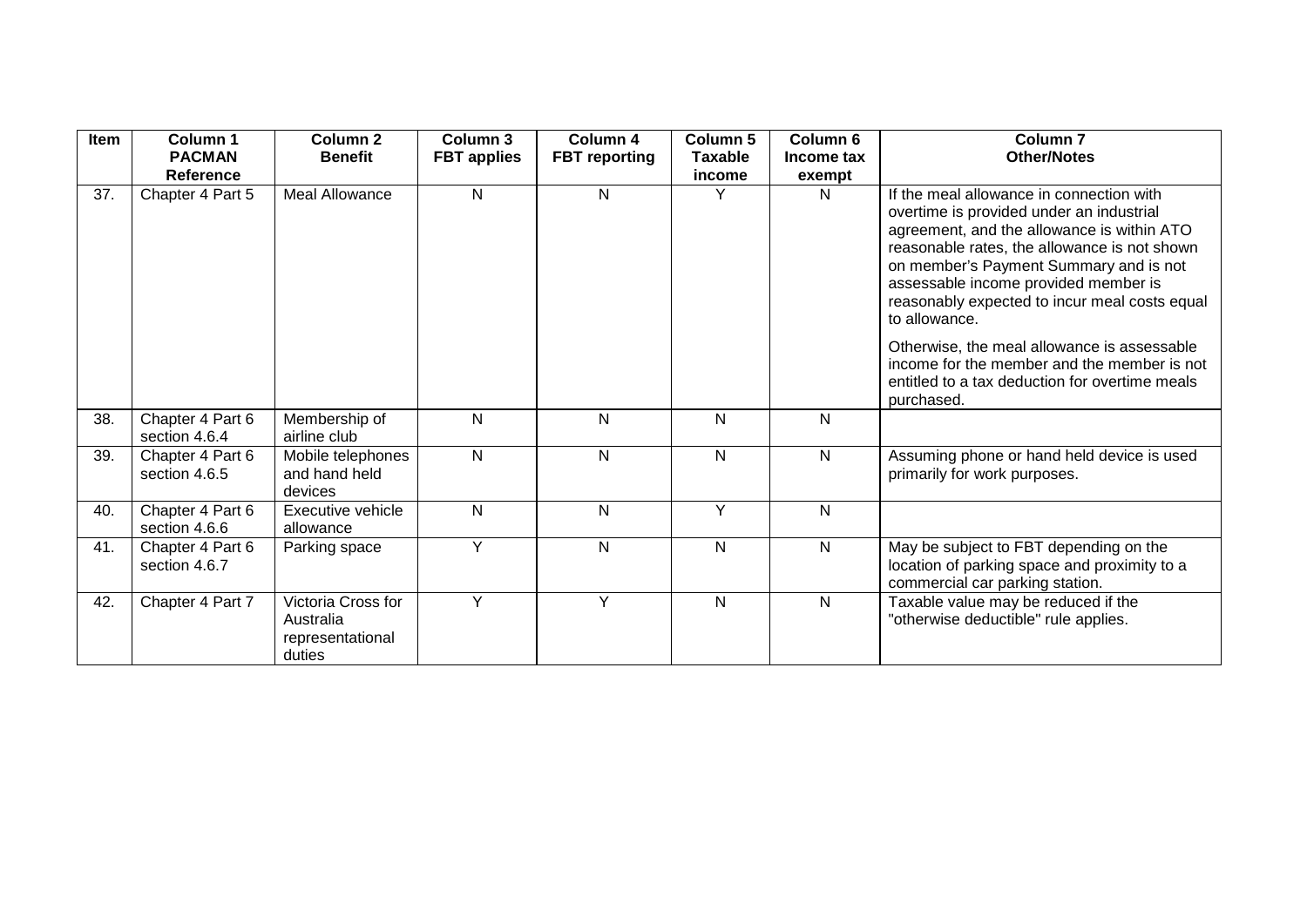| Item | Column 1 PACMAN Reference | Column 2 Benefit | Column 3 FBT applies | Column 4 FBT reporting | Column 5 Taxable income | Column 6 Income tax exempt | Column 7 Other/Notes |
|---|---|---|---|---|---|---|---|
| 37. | Chapter 4 Part 5 | Meal Allowance | N | N | Y | N | If the meal allowance in connection with overtime is provided under an industrial agreement, and the allowance is within ATO reasonable rates, the allowance is not shown on member's Payment Summary and is not assessable income provided member is reasonably expected to incur meal costs equal to allowance.<br><br>Otherwise, the meal allowance is assessable income for the member and the member is not entitled to a tax deduction for overtime meals purchased. |
| 38. | Chapter 4 Part 6 section 4.6.4 | Membership of airline club | N | N | N | N | |
| 39. | Chapter 4 Part 6 section 4.6.5 | Mobile telephones and hand held devices | N | N | N | N | Assuming phone or hand held device is used primarily for work purposes. |
| 40. | Chapter 4 Part 6 section 4.6.6 | Executive vehicle allowance | N | N | Y | N | |
| 41. | Chapter 4 Part 6 section 4.6.7 | Parking space | Y | N | N | N | May be subject to FBT depending on the location of parking space and proximity to a commercial car parking station. |
| 42. | Chapter 4 Part 7 | Victoria Cross for Australia representational duties | Y | Y | N | N | Taxable value may be reduced if the "otherwise deductible" rule applies. |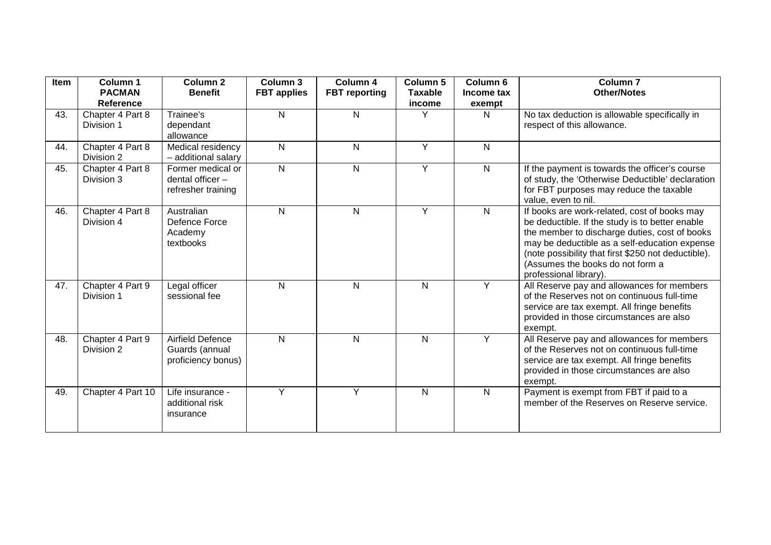| Item | Column 1 PACMAN Reference | Column 2 Benefit | Column 3 FBT applies | Column 4 FBT reporting | Column 5 Taxable income | Column 6 Income tax exempt | Column 7 Other/Notes |
|---|---|---|---|---|---|---|---|
| 43. | Chapter 4 Part 8 Division 1 | Trainee's dependant allowance | N | N | Y | N | No tax deduction is allowable specifically in respect of this allowance. |
| 44. | Chapter 4 Part 8 Division 2 | Medical residency – additional salary | N | N | Y | N | |
| 45. | Chapter 4 Part 8 Division 3 | Former medical or dental officer – refresher training | N | N | Y | N | If the payment is towards the officer's course of study, the 'Otherwise Deductible' declaration for FBT purposes may reduce the taxable value, even to nil. |
| 46. | Chapter 4 Part 8 Division 4 | Australian Defence Force Academy textbooks | N | N | Y | N | If books are work-related, cost of books may be deductible. If the study is to better enable the member to discharge duties, cost of books may be deductible as a self-education expense (note possibility that first $250 not deductible). (Assumes the books do not form a professional library). |
| 47. | Chapter 4 Part 9 Division 1 | Legal officer sessional fee | N | N | N | Y | All Reserve pay and allowances for members of the Reserves not on continuous full-time service are tax exempt. All fringe benefits provided in those circumstances are also exempt. |
| 48. | Chapter 4 Part 9 Division 2 | Airfield Defence Guards (annual proficiency bonus) | N | N | N | Y | All Reserve pay and allowances for members of the Reserves not on continuous full-time service are tax exempt. All fringe benefits provided in those circumstances are also exempt. |
| 49. | Chapter 4 Part 10 | Life insurance - additional risk insurance | Y | Y | N | N | Payment is exempt from FBT if paid to a member of the Reserves on Reserve service. |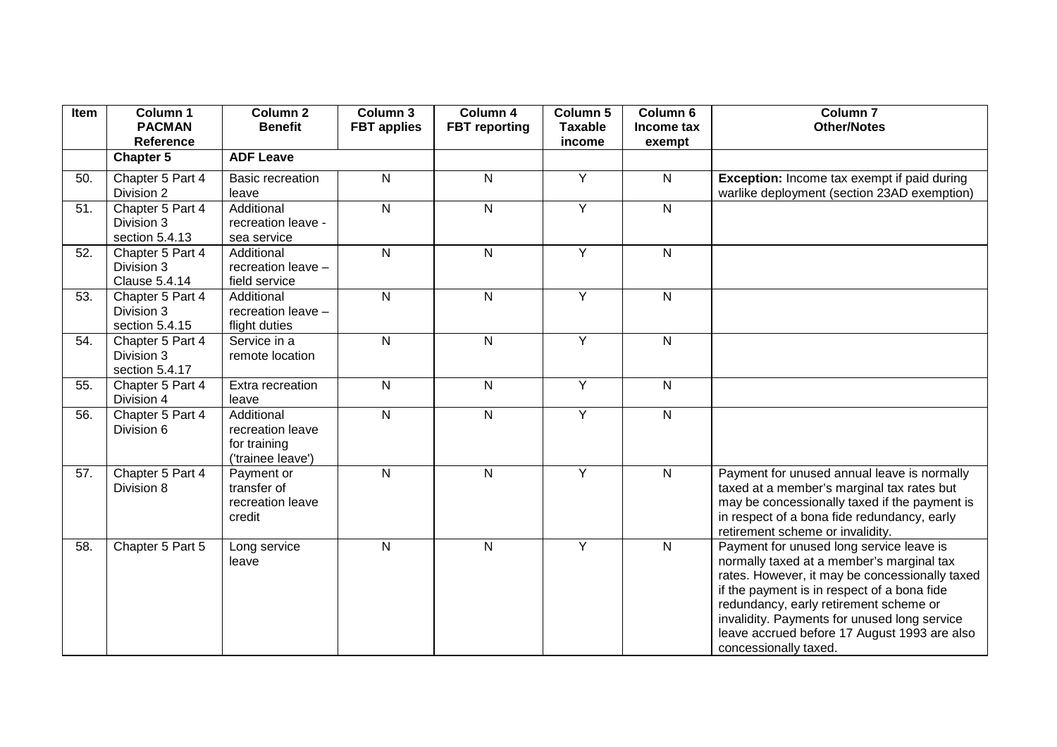| Item | Column 1 PACMAN Reference | Column 2 Benefit | Column 3 FBT applies | Column 4 FBT reporting | Column 5 Taxable income | Column 6 Income tax exempt | Column 7 Other/Notes |
|---|---|---|---|---|---|---|---|
| | **Chapter 5** | **ADF Leave** | | | | | |
| 50. | Chapter 5 Part 4 Division 2 | Basic recreation leave | N | N | Y | N | **Exception:** Income tax exempt if paid during warlike deployment (section 23AD exemption) |
| 51. | Chapter 5 Part 4 Division 3 section 5.4.13 | Additional recreation leave - sea service | N | N | Y | N | |
| 52. | Chapter 5 Part 4 Division 3 Clause 5.4.14 | Additional recreation leave – field service | N | N | Y | N | |
| 53. | Chapter 5 Part 4 Division 3 section 5.4.15 | Additional recreation leave – flight duties | N | N | Y | N | |
| 54. | Chapter 5 Part 4 Division 3 section 5.4.17 | Service in a remote location | N | N | Y | N | |
| 55. | Chapter 5 Part 4 Division 4 | Extra recreation leave | N | N | Y | N | |
| 56. | Chapter 5 Part 4 Division 6 | Additional recreation leave for training ('trainee leave') | N | N | Y | N | |
| 57. | Chapter 5 Part 4 Division 8 | Payment or transfer of recreation leave credit | N | N | Y | N | Payment for unused annual leave is normally taxed at a member's marginal tax rates but may be concessionally taxed if the payment is in respect of a bona fide redundancy, early retirement scheme or invalidity. |
| 58. | Chapter 5 Part 5 | Long service leave | N | N | Y | N | Payment for unused long service leave is normally taxed at a member's marginal tax rates. However, it may be concessionally taxed if the payment is in respect of a bona fide redundancy, early retirement scheme or invalidity. Payments for unused long service leave accrued before 17 August 1993 are also concessionally taxed. |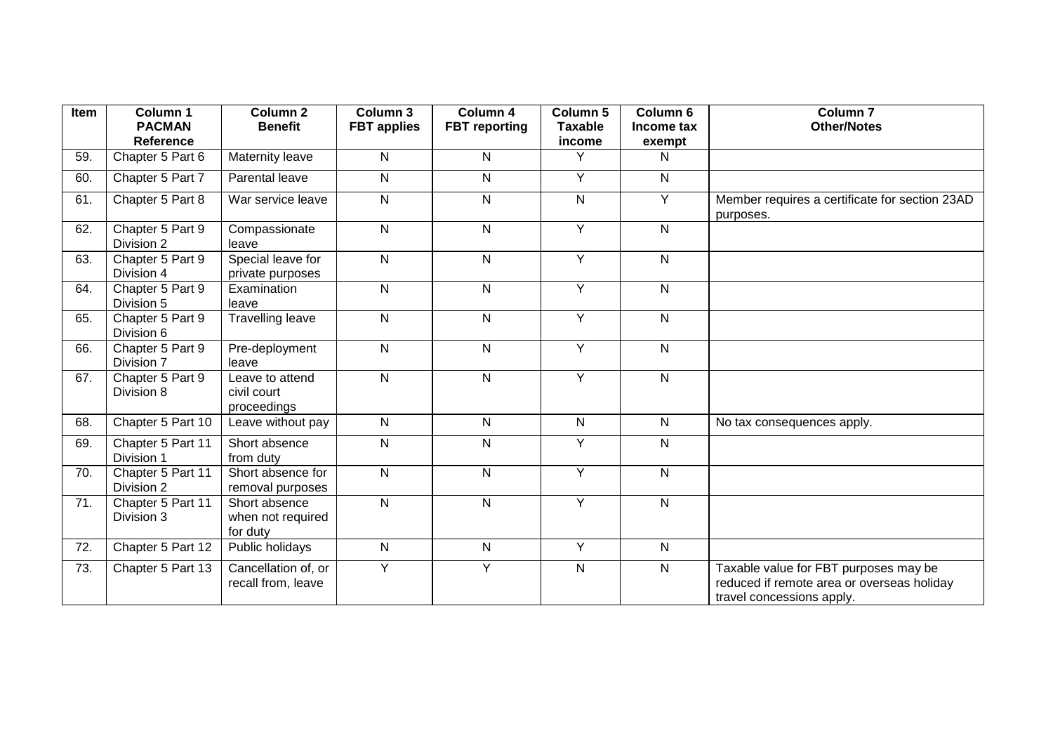| Item | Column 1 PACMAN Reference | Column 2 Benefit | Column 3 FBT applies | Column 4 FBT reporting | Column 5 Taxable income | Column 6 Income tax exempt | Column 7 Other/Notes |
|---|---|---|---|---|---|---|---|
| 59. | Chapter 5 Part 6 | Maternity leave | N | N | Y | N | |
| 60. | Chapter 5 Part 7 | Parental leave | N | N | Y | N | |
| 61. | Chapter 5 Part 8 | War service leave | N | N | N | Y | Member requires a certificate for section 23AD purposes. |
| 62. | Chapter 5 Part 9 Division 2 | Compassionate leave | N | N | Y | N | |
| 63. | Chapter 5 Part 9 Division 4 | Special leave for private purposes | N | N | Y | N | |
| 64. | Chapter 5 Part 9 Division 5 | Examination leave | N | N | Y | N | |
| 65. | Chapter 5 Part 9 Division 6 | Travelling leave | N | N | Y | N | |
| 66. | Chapter 5 Part 9 Division 7 | Pre-deployment leave | N | N | Y | N | |
| 67. | Chapter 5 Part 9 Division 8 | Leave to attend civil court proceedings | N | N | Y | N | |
| 68. | Chapter 5 Part 10 | Leave without pay | N | N | N | N | No tax consequences apply. |
| 69. | Chapter 5 Part 11 Division 1 | Short absence from duty | N | N | Y | N | |
| 70. | Chapter 5 Part 11 Division 2 | Short absence for removal purposes | N | N | Y | N | |
| 71. | Chapter 5 Part 11 Division 3 | Short absence when not required for duty | N | N | Y | N | |
| 72. | Chapter 5 Part 12 | Public holidays | N | N | Y | N | |
| 73. | Chapter 5 Part 13 | Cancellation of, or recall from, leave | Y | Y | N | N | Taxable value for FBT purposes may be reduced if remote area or overseas holiday travel concessions apply. |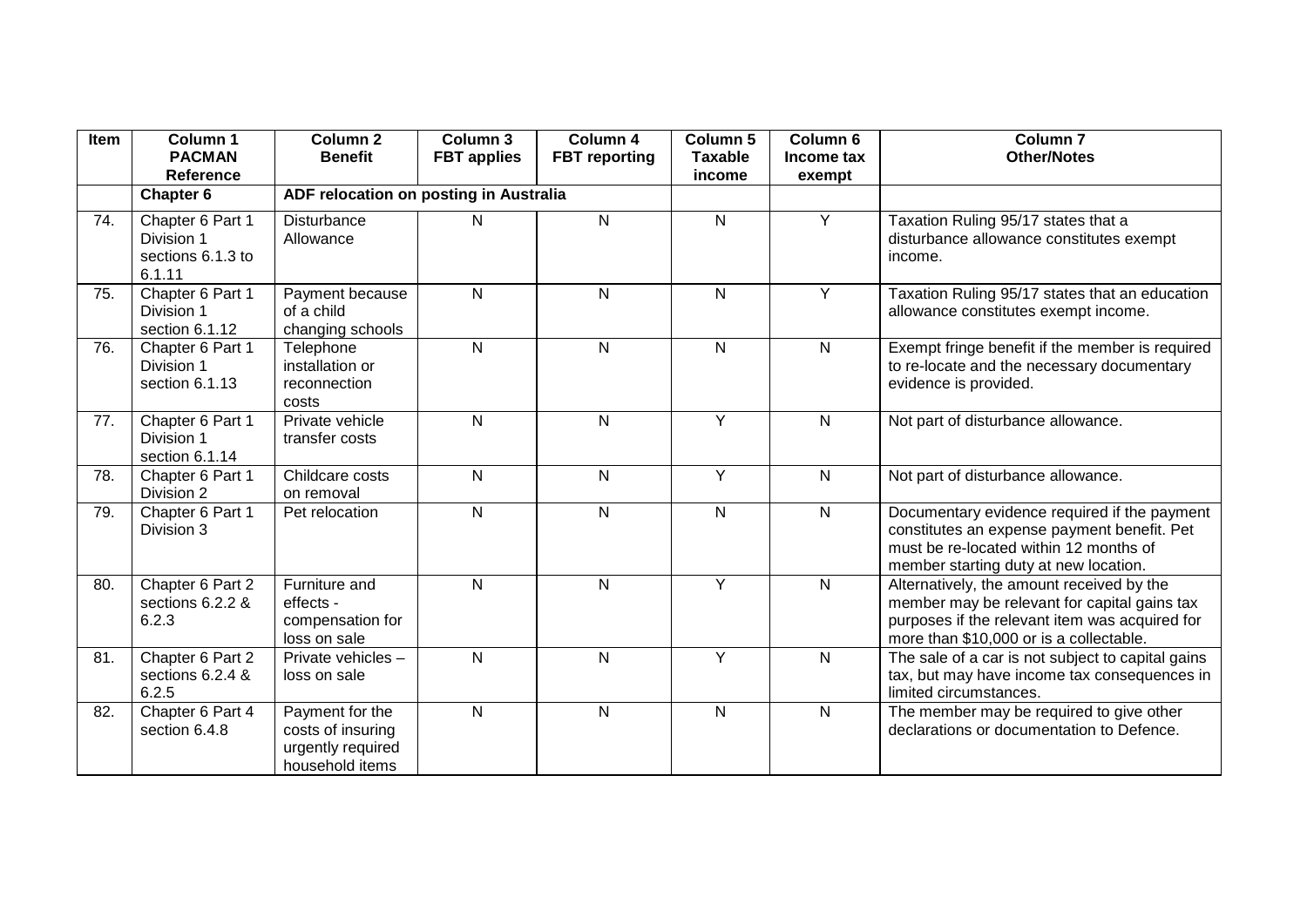| Item | Column 1 PACMAN Reference | Column 2 Benefit | Column 3 FBT applies | Column 4 FBT reporting | Column 5 Taxable income | Column 6 Income tax exempt | Column 7 Other/Notes |
|---|---|---|---|---|---|---|---|
| | **Chapter 6** | **ADF relocation on posting in Australia** | | | | | |
| 74. | Chapter 6 Part 1 Division 1 sections 6.1.3 to 6.1.11 | Disturbance Allowance | N | N | N | Y | Taxation Ruling 95/17 states that a disturbance allowance constitutes exempt income. |
| 75. | Chapter 6 Part 1 Division 1 section 6.1.12 | Payment because of a child changing schools | N | N | N | Y | Taxation Ruling 95/17 states that an education allowance constitutes exempt income. |
| 76. | Chapter 6 Part 1 Division 1 section 6.1.13 | Telephone installation or reconnection costs | N | N | N | N | Exempt fringe benefit if the member is required to re-locate and the necessary documentary evidence is provided. |
| 77. | Chapter 6 Part 1 Division 1 section 6.1.14 | Private vehicle transfer costs | N | N | Y | N | Not part of disturbance allowance. |
| 78. | Chapter 6 Part 1 Division 2 | Childcare costs on removal | N | N | Y | N | Not part of disturbance allowance. |
| 79. | Chapter 6 Part 1 Division 3 | Pet relocation | N | N | N | N | Documentary evidence required if the payment constitutes an expense payment benefit. Pet must be re-located within 12 months of member starting duty at new location. |
| 80. | Chapter 6 Part 2 sections 6.2.2 & 6.2.3 | Furniture and effects - compensation for loss on sale | N | N | Y | N | Alternatively, the amount received by the member may be relevant for capital gains tax purposes if the relevant item was acquired for more than $10,000 or is a collectable. |
| 81. | Chapter 6 Part 2 sections 6.2.4 & 6.2.5 | Private vehicles – loss on sale | N | N | Y | N | The sale of a car is not subject to capital gains tax, but may have income tax consequences in limited circumstances. |
| 82. | Chapter 6 Part 4 section 6.4.8 | Payment for the costs of insuring urgently required household items | N | N | N | N | The member may be required to give other declarations or documentation to Defence. |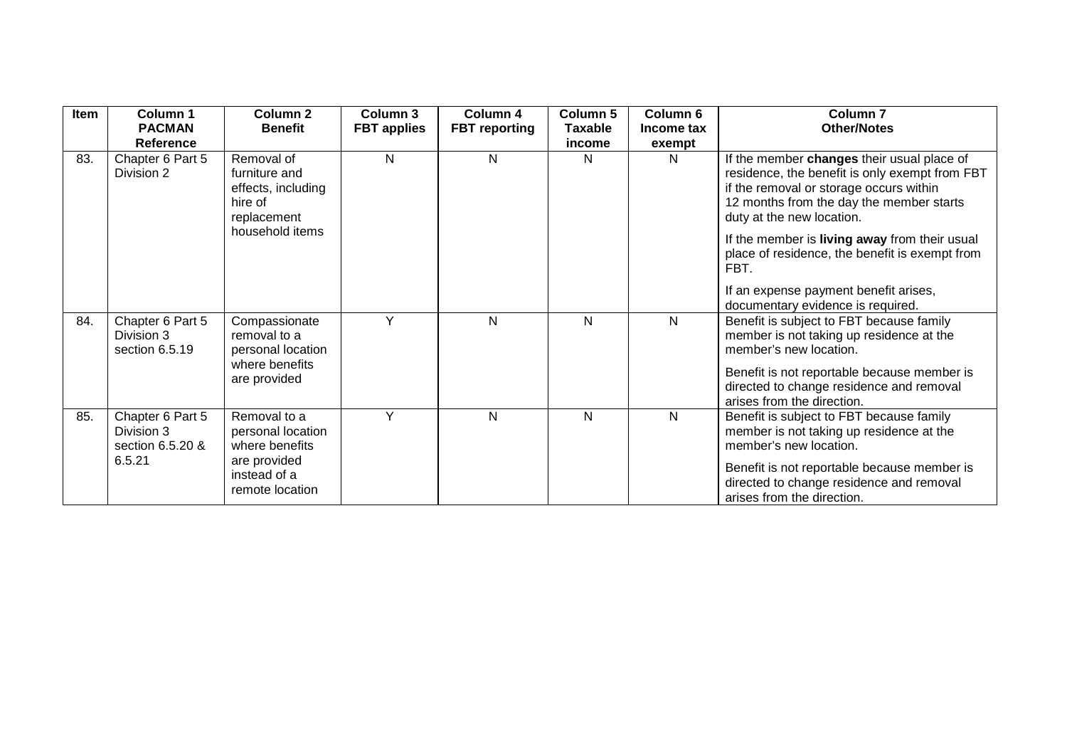| Item | Column 1 PACMAN Reference | Column 2 Benefit | Column 3 FBT applies | Column 4 FBT reporting | Column 5 Taxable income | Column 6 Income tax exempt | Column 7 Other/Notes |
|---|---|---|---|---|---|---|---|
| 83. | Chapter 6 Part 5 Division 2 | Removal of furniture and effects, including hire of replacement household items | N | N | N | N | If the member **changes** their usual place of residence, the benefit is only exempt from FBT if the removal or storage occurs within 12 months from the day the member starts duty at the new location.<br><br>If the member is **living away** from their usual place of residence, the benefit is exempt from FBT.<br><br>If an expense payment benefit arises, documentary evidence is required. |
| 84. | Chapter 6 Part 5 Division 3 section 6.5.19 | Compassionate removal to a personal location where benefits are provided | Y | N | N | N | Benefit is subject to FBT because family member is not taking up residence at the member's new location.<br><br>Benefit is not reportable because member is directed to change residence and removal arises from the direction. |
| 85. | Chapter 6 Part 5 Division 3 section 6.5.20 & 6.5.21 | Removal to a personal location where benefits are provided instead of a remote location | Y | N | N | N | Benefit is subject to FBT because family member is not taking up residence at the member's new location.<br><br>Benefit is not reportable because member is directed to change residence and removal arises from the direction. |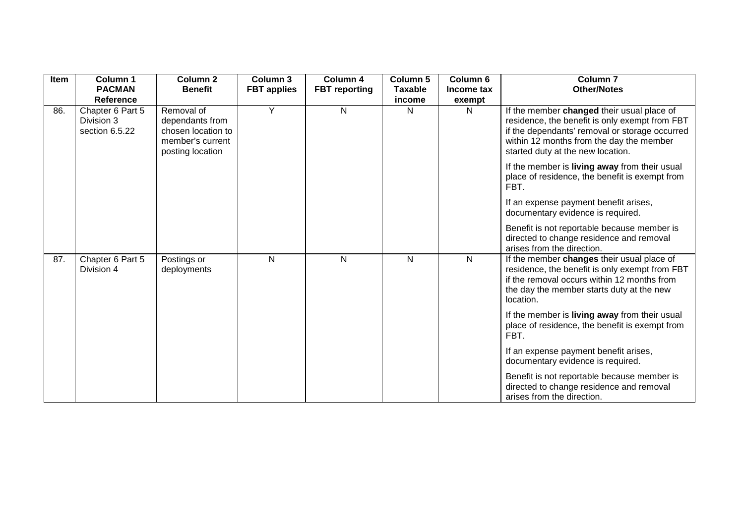| Item | Column 1 PACMAN Reference | Column 2 Benefit | Column 3 FBT applies | Column 4 FBT reporting | Column 5 Taxable income | Column 6 Income tax exempt | Column 7 Other/Notes |
|---|---|---|---|---|---|---|---|
| 86. | Chapter 6 Part 5 Division 3 section 6.5.22 | Removal of dependants from chosen location to member's current posting location | Y | N | N | N | If the member **changed** their usual place of residence, the benefit is only exempt from FBT if the dependants' removal or storage occurred within 12 months from the day the member started duty at the new location.<br><br>If the member is **living away** from their usual place of residence, the benefit is exempt from FBT.<br><br>If an expense payment benefit arises, documentary evidence is required.<br><br>Benefit is not reportable because member is directed to change residence and removal arises from the direction. |
| 87. | Chapter 6 Part 5 Division 4 | Postings or deployments | N | N | N | N | If the member **changes** their usual place of residence, the benefit is only exempt from FBT if the removal occurs within 12 months from the day the member starts duty at the new location.<br><br>If the member is **living away** from their usual place of residence, the benefit is exempt from FBT.<br><br>If an expense payment benefit arises, documentary evidence is required.<br><br>Benefit is not reportable because member is directed to change residence and removal arises from the direction. |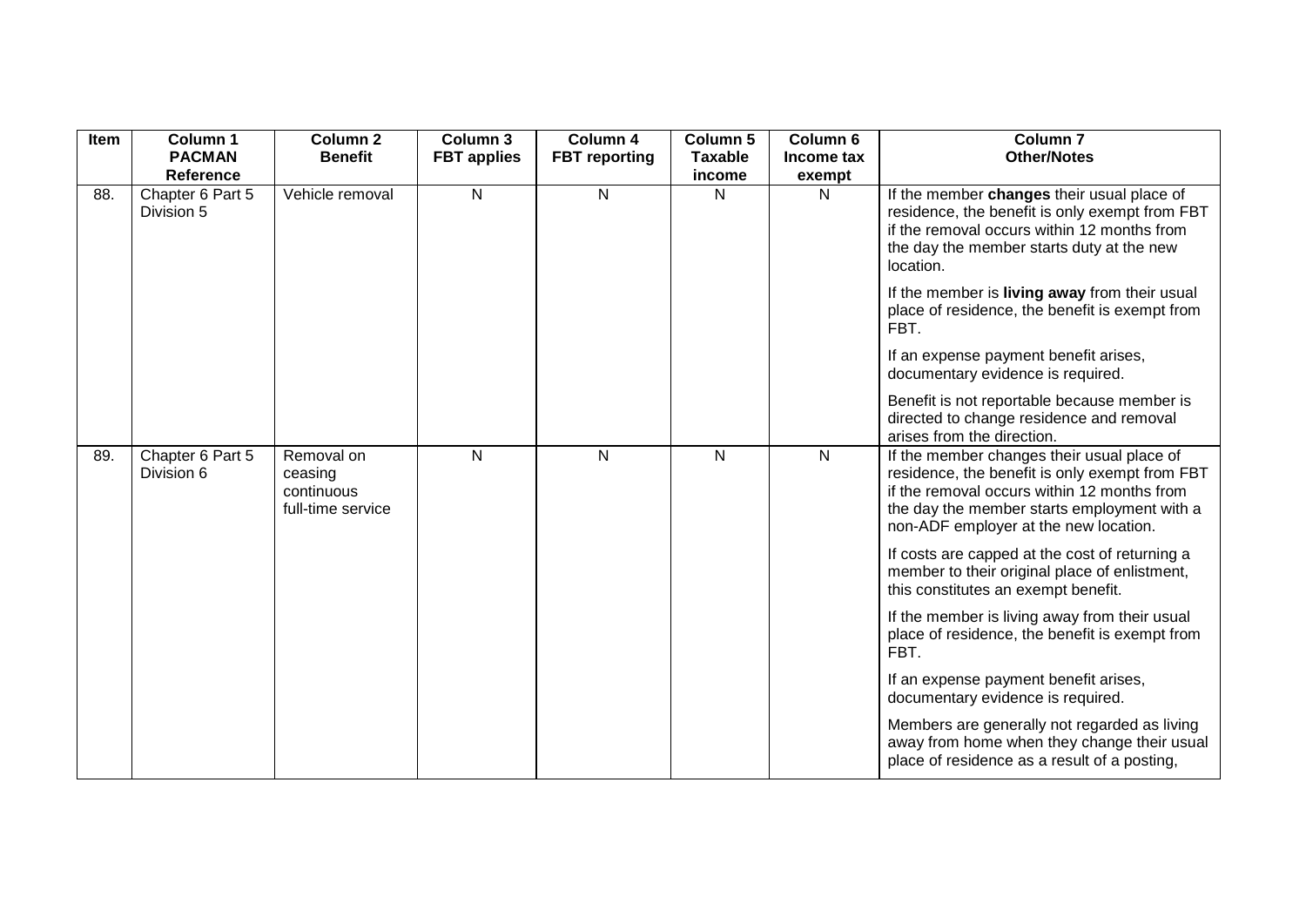| Item | Column 1 PACMAN Reference | Column 2 Benefit | Column 3 FBT applies | Column 4 FBT reporting | Column 5 Taxable income | Column 6 Income tax exempt | Column 7 Other/Notes |
|---|---|---|---|---|---|---|---|
| 88. | Chapter 6 Part 5 Division 5 | Vehicle removal | N | N | N | N | If the member **changes** their usual place of residence, the benefit is only exempt from FBT if the removal occurs within 12 months from the day the member starts duty at the new location.<br><br>If the member is **living away** from their usual place of residence, the benefit is exempt from FBT.<br><br>If an expense payment benefit arises, documentary evidence is required.<br><br>Benefit is not reportable because member is directed to change residence and removal arises from the direction. |
| 89. | Chapter 6 Part 5 Division 6 | Removal on ceasing continuous full-time service | N | N | N | N | If the member changes their usual place of residence, the benefit is only exempt from FBT if the removal occurs within 12 months from the day the member starts employment with a non-ADF employer at the new location.<br><br>If costs are capped at the cost of returning a member to their original place of enlistment, this constitutes an exempt benefit.<br><br>If the member is living away from their usual place of residence, the benefit is exempt from FBT.<br><br>If an expense payment benefit arises, documentary evidence is required.<br><br>Members are generally not regarded as living away from home when they change their usual place of residence as a result of a posting, |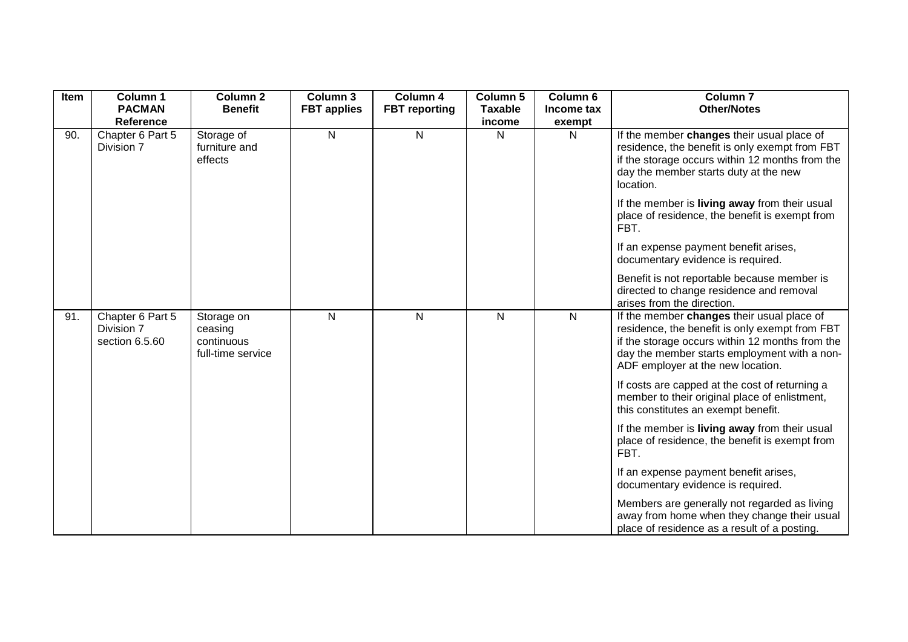| Item | Column 1 PACMAN Reference | Column 2 Benefit | Column 3 FBT applies | Column 4 FBT reporting | Column 5 Taxable income | Column 6 Income tax exempt | Column 7 Other/Notes |
|---|---|---|---|---|---|---|---|
| 90. | Chapter 6 Part 5 Division 7 | Storage of furniture and effects | N | N | N | N | If the member **changes** their usual place of residence, the benefit is only exempt from FBT if the storage occurs within 12 months from the day the member starts duty at the new location.<br><br>If the member is **living away** from their usual place of residence, the benefit is exempt from FBT.<br><br>If an expense payment benefit arises, documentary evidence is required.<br><br>Benefit is not reportable because member is directed to change residence and removal arises from the direction. |
| 91. | Chapter 6 Part 5 Division 7 section 6.5.60 | Storage on ceasing continuous full-time service | N | N | N | N | If the member **changes** their usual place of residence, the benefit is only exempt from FBT if the storage occurs within 12 months from the day the member starts employment with a non-ADF employer at the new location.<br><br>If costs are capped at the cost of returning a member to their original place of enlistment, this constitutes an exempt benefit.<br><br>If the member is **living away** from their usual place of residence, the benefit is exempt from FBT.<br><br>If an expense payment benefit arises, documentary evidence is required.<br><br>Members are generally not regarded as living away from home when they change their usual place of residence as a result of a posting. |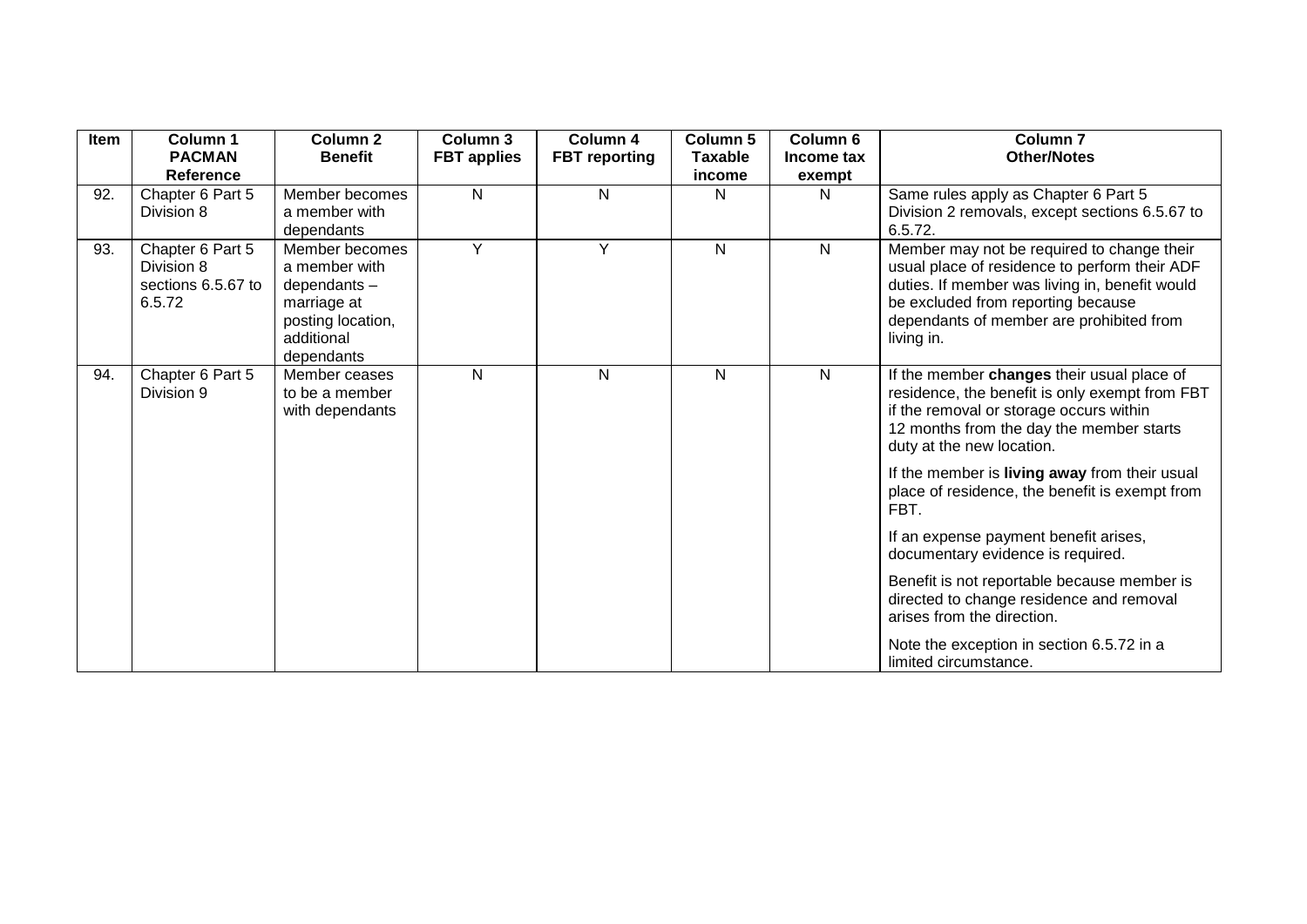| Item | Column 1 PACMAN Reference | Column 2 Benefit | Column 3 FBT applies | Column 4 FBT reporting | Column 5 Taxable income | Column 6 Income tax exempt | Column 7 Other/Notes |
|---|---|---|---|---|---|---|---|
| 92. | Chapter 6 Part 5 Division 8 | Member becomes a member with dependants | N | N | N | N | Same rules apply as Chapter 6 Part 5 Division 2 removals, except sections 6.5.67 to 6.5.72. |
| 93. | Chapter 6 Part 5 Division 8 sections 6.5.67 to 6.5.72 | Member becomes a member with dependants – marriage at posting location, additional dependants | Y | Y | N | N | Member may not be required to change their usual place of residence to perform their ADF duties. If member was living in, benefit would be excluded from reporting because dependants of member are prohibited from living in. |
| 94. | Chapter 6 Part 5 Division 9 | Member ceases to be a member with dependants | N | N | N | N | If the member **changes** their usual place of residence, the benefit is only exempt from FBT if the removal or storage occurs within 12 months from the day the member starts duty at the new location.<br><br>If the member is **living away** from their usual place of residence, the benefit is exempt from FBT.<br><br>If an expense payment benefit arises, documentary evidence is required.<br><br>Benefit is not reportable because member is directed to change residence and removal arises from the direction.<br><br>Note the exception in section 6.5.72 in a limited circumstance. |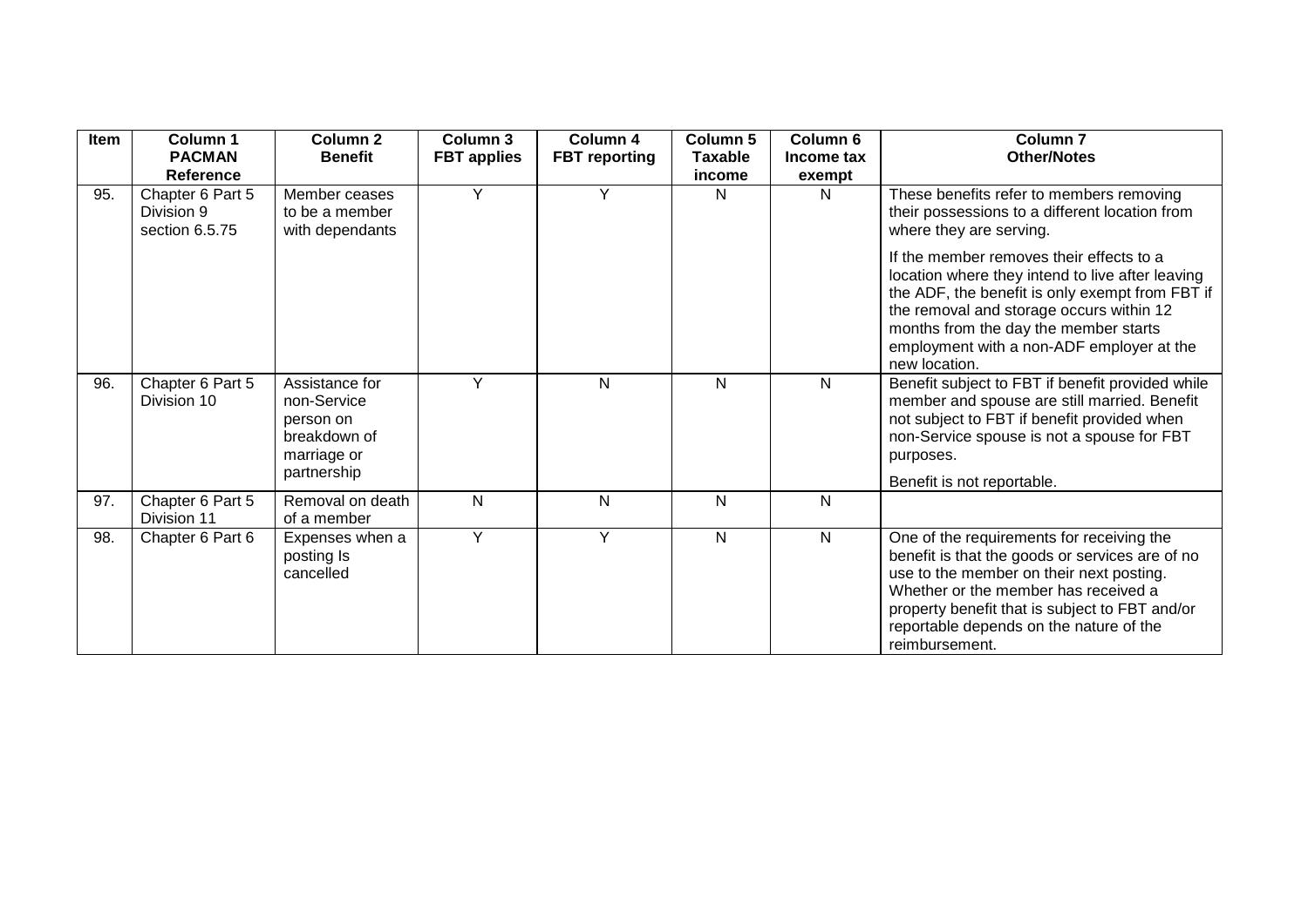| Item | Column 1 PACMAN Reference | Column 2 Benefit | Column 3 FBT applies | Column 4 FBT reporting | Column 5 Taxable income | Column 6 Income tax exempt | Column 7 Other/Notes |
|---|---|---|---|---|---|---|---|
| 95. | Chapter 6 Part 5 Division 9 section 6.5.75 | Member ceases to be a member with dependants | Y | Y | N | N | These benefits refer to members removing their possessions to a different location from where they are serving.<br><br>If the member removes their effects to a location where they intend to live after leaving the ADF, the benefit is only exempt from FBT if the removal and storage occurs within 12 months from the day the member starts employment with a non-ADF employer at the new location. |
| 96. | Chapter 6 Part 5 Division 10 | Assistance for non-Service person on breakdown of marriage or partnership | Y | N | N | N | Benefit subject to FBT if benefit provided while member and spouse are still married. Benefit not subject to FBT if benefit provided when non-Service spouse is not a spouse for FBT purposes.<br><br>Benefit is not reportable. |
| 97. | Chapter 6 Part 5 Division 11 | Removal on death of a member | N | N | N | N | |
| 98. | Chapter 6 Part 6 | Expenses when a posting Is cancelled | Y | Y | N | N | One of the requirements for receiving the benefit is that the goods or services are of no use to the member on their next posting. Whether or the member has received a property benefit that is subject to FBT and/or reportable depends on the nature of the reimbursement. |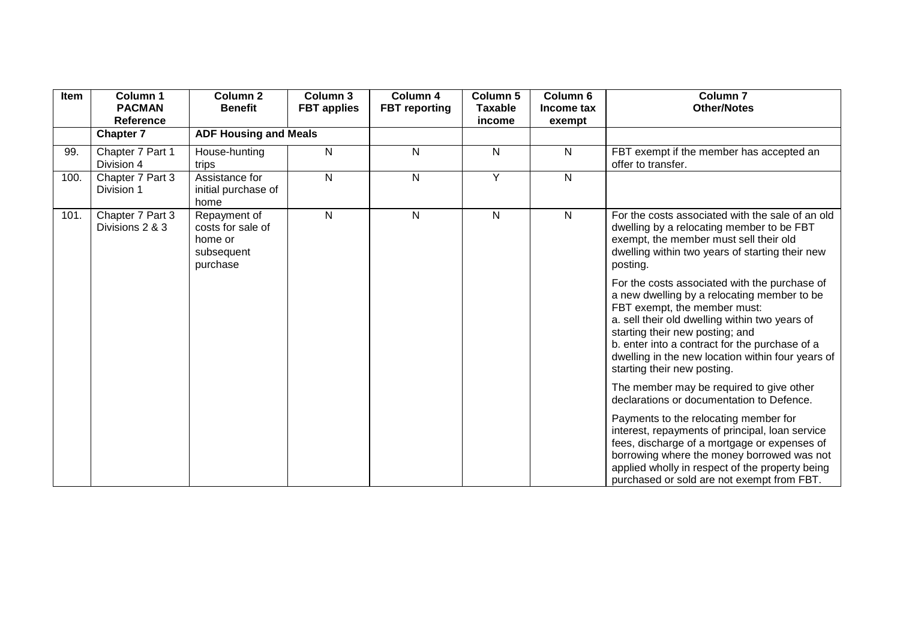| Item | Column 1 PACMAN Reference | Column 2 Benefit | Column 3 FBT applies | Column 4 FBT reporting | Column 5 Taxable income | Column 6 Income tax exempt | Column 7 Other/Notes |
|---|---|---|---|---|---|---|---|
| | **Chapter 7** | **ADF Housing and Meals** | | | | | |
| 99. | Chapter 7 Part 1 Division 4 | House-hunting trips | N | N | N | N | FBT exempt if the member has accepted an offer to transfer. |
| 100. | Chapter 7 Part 3 Division 1 | Assistance for initial purchase of home | N | N | Y | N | |
| 101. | Chapter 7 Part 3 Divisions 2 & 3 | Repayment of costs for sale of home or subsequent purchase | N | N | N | N | For the costs associated with the sale of an old dwelling by a relocating member to be FBT exempt, the member must sell their old dwelling within two years of starting their new posting.<br><br>For the costs associated with the purchase of a new dwelling by a relocating member to be FBT exempt, the member must:<br>a. sell their old dwelling within two years of starting their new posting; and<br>b. enter into a contract for the purchase of a dwelling in the new location within four years of starting their new posting.<br><br>The member may be required to give other declarations or documentation to Defence.<br><br>Payments to the relocating member for interest, repayments of principal, loan service fees, discharge of a mortgage or expenses of borrowing where the money borrowed was not applied wholly in respect of the property being purchased or sold are not exempt from FBT. |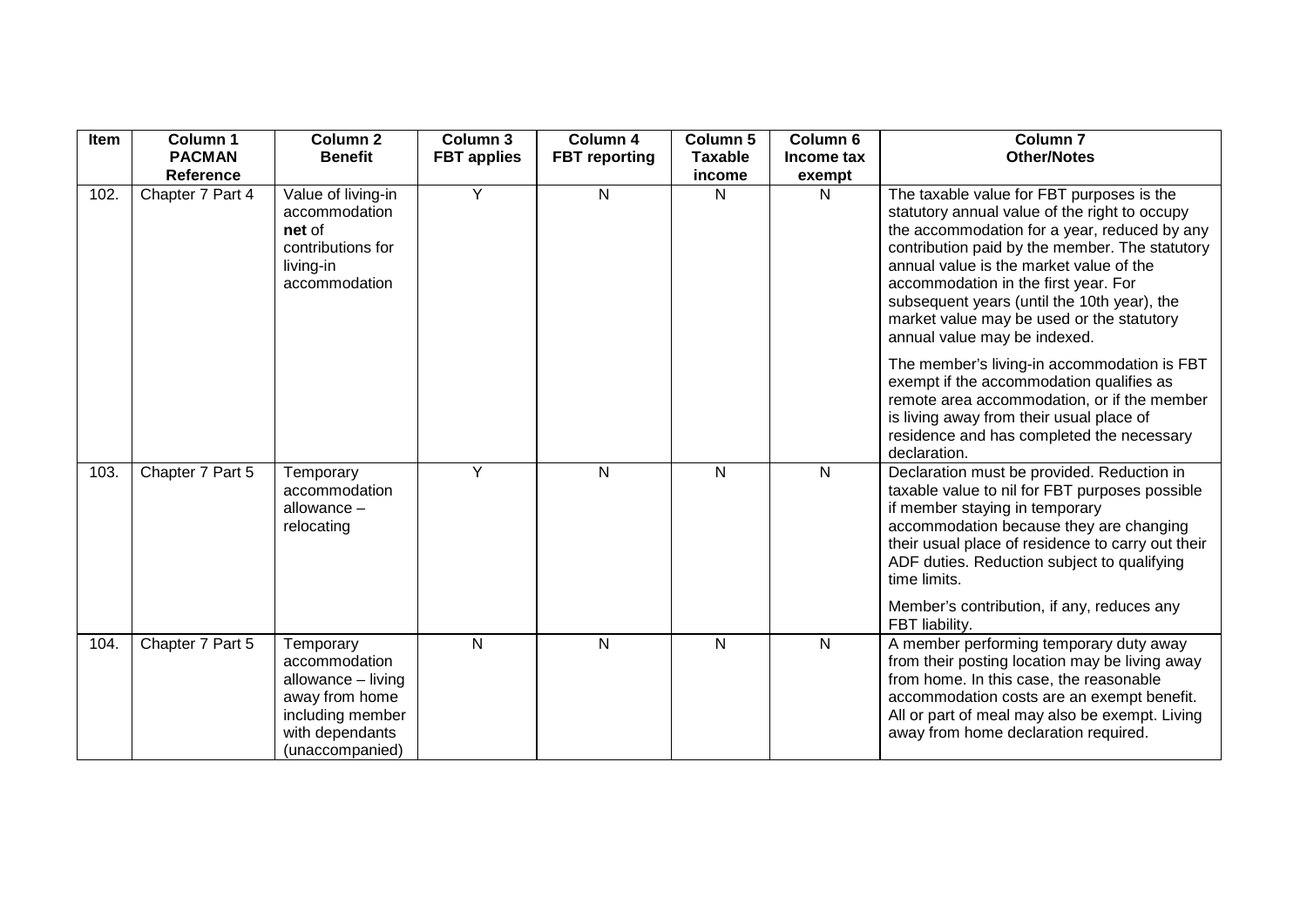| Item | Column 1 PACMAN Reference | Column 2 Benefit | Column 3 FBT applies | Column 4 FBT reporting | Column 5 Taxable income | Column 6 Income tax exempt | Column 7 Other/Notes |
|---|---|---|---|---|---|---|---|
| 102. | Chapter 7 Part 4 | Value of living-in accommodation **net** of contributions for living-in accommodation | Y | N | N | N | The taxable value for FBT purposes is the statutory annual value of the right to occupy the accommodation for a year, reduced by any contribution paid by the member. The statutory annual value is the market value of the accommodation in the first year. For subsequent years (until the 10th year), the market value may be used or the statutory annual value may be indexed.<br><br>The member's living-in accommodation is FBT exempt if the accommodation qualifies as remote area accommodation, or if the member is living away from their usual place of residence and has completed the necessary declaration. |
| 103. | Chapter 7 Part 5 | Temporary accommodation allowance – relocating | Y | N | N | N | Declaration must be provided. Reduction in taxable value to nil for FBT purposes possible if member staying in temporary accommodation because they are changing their usual place of residence to carry out their ADF duties. Reduction subject to qualifying time limits.<br><br>Member's contribution, if any, reduces any FBT liability. |
| 104. | Chapter 7 Part 5 | Temporary accommodation allowance – living away from home including member with dependants (unaccompanied) | N | N | N | N | A member performing temporary duty away from their posting location may be living away from home. In this case, the reasonable accommodation costs are an exempt benefit. All or part of meal may also be exempt. Living away from home declaration required. |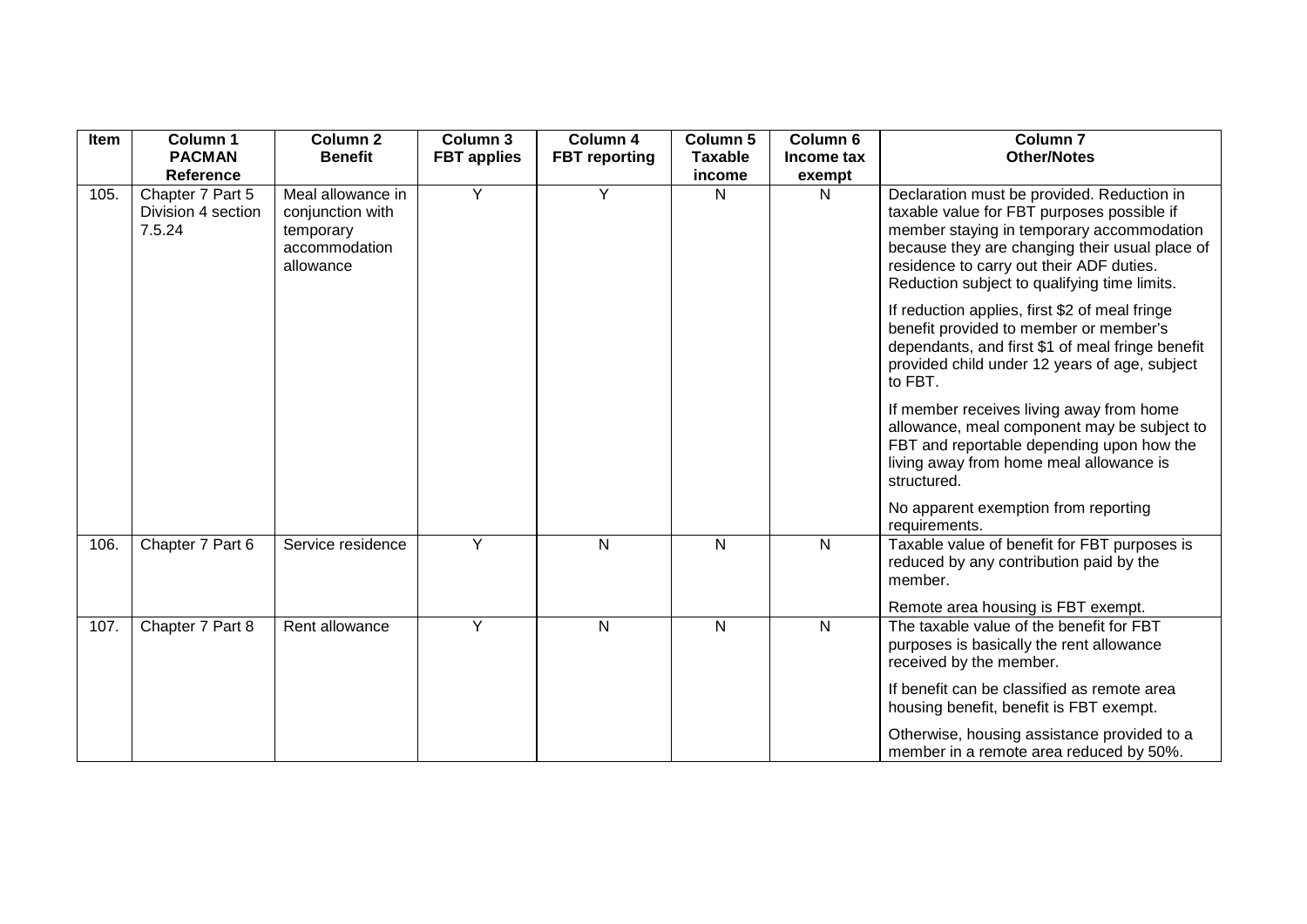| Item | Column 1 PACMAN Reference | Column 2 Benefit | Column 3 FBT applies | Column 4 FBT reporting | Column 5 Taxable income | Column 6 Income tax exempt | Column 7 Other/Notes |
|---|---|---|---|---|---|---|---|
| 105. | Chapter 7 Part 5 Division 4 section 7.5.24 | Meal allowance in conjunction with temporary accommodation allowance | Y | Y | N | N | Declaration must be provided. Reduction in taxable value for FBT purposes possible if member staying in temporary accommodation because they are changing their usual place of residence to carry out their ADF duties. Reduction subject to qualifying time limits.<br><br>If reduction applies, first $2 of meal fringe benefit provided to member or member's dependants, and first $1 of meal fringe benefit provided child under 12 years of age, subject to FBT.<br><br>If member receives living away from home allowance, meal component may be subject to FBT and reportable depending upon how the living away from home meal allowance is structured.<br><br>No apparent exemption from reporting requirements. |
| 106. | Chapter 7 Part 6 | Service residence | Y | N | N | N | Taxable value of benefit for FBT purposes is reduced by any contribution paid by the member.<br><br>Remote area housing is FBT exempt. |
| 107. | Chapter 7 Part 8 | Rent allowance | Y | N | N | N | The taxable value of the benefit for FBT purposes is basically the rent allowance received by the member.<br><br>If benefit can be classified as remote area housing benefit, benefit is FBT exempt.<br><br>Otherwise, housing assistance provided to a member in a remote area reduced by 50%. |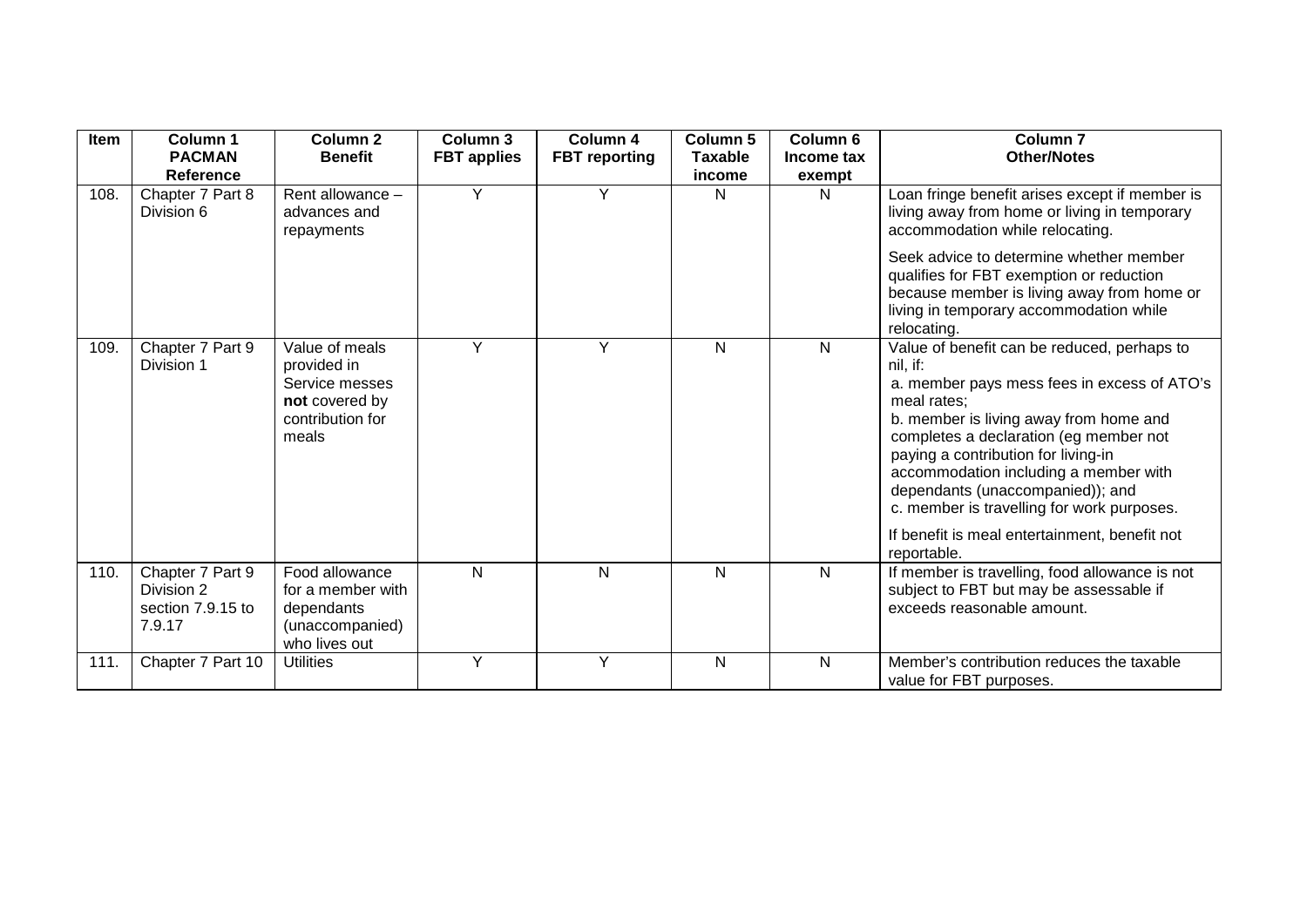| Item | Column 1 PACMAN Reference | Column 2 Benefit | Column 3 FBT applies | Column 4 FBT reporting | Column 5 Taxable income | Column 6 Income tax exempt | Column 7 Other/Notes |
|---|---|---|---|---|---|---|---|
| 108. | Chapter 7 Part 8 Division 6 | Rent allowance – advances and repayments | Y | Y | N | N | Loan fringe benefit arises except if member is living away from home or living in temporary accommodation while relocating.<br><br>Seek advice to determine whether member qualifies for FBT exemption or reduction because member is living away from home or living in temporary accommodation while relocating. |
| 109. | Chapter 7 Part 9 Division 1 | Value of meals provided in Service messes **not** covered by contribution for meals | Y | Y | N | N | Value of benefit can be reduced, perhaps to nil, if:<br>a. member pays mess fees in excess of ATO's meal rates;<br>b. member is living away from home and completes a declaration (eg member not paying a contribution for living-in accommodation including a member with dependants (unaccompanied)); and<br>c. member is travelling for work purposes.<br><br>If benefit is meal entertainment, benefit not reportable. |
| 110. | Chapter 7 Part 9 Division 2 section 7.9.15 to 7.9.17 | Food allowance for a member with dependants (unaccompanied) who lives out | N | N | N | N | If member is travelling, food allowance is not subject to FBT but may be assessable if exceeds reasonable amount. |
| 111. | Chapter 7 Part 10 | Utilities | Y | Y | N | N | Member's contribution reduces the taxable value for FBT purposes. |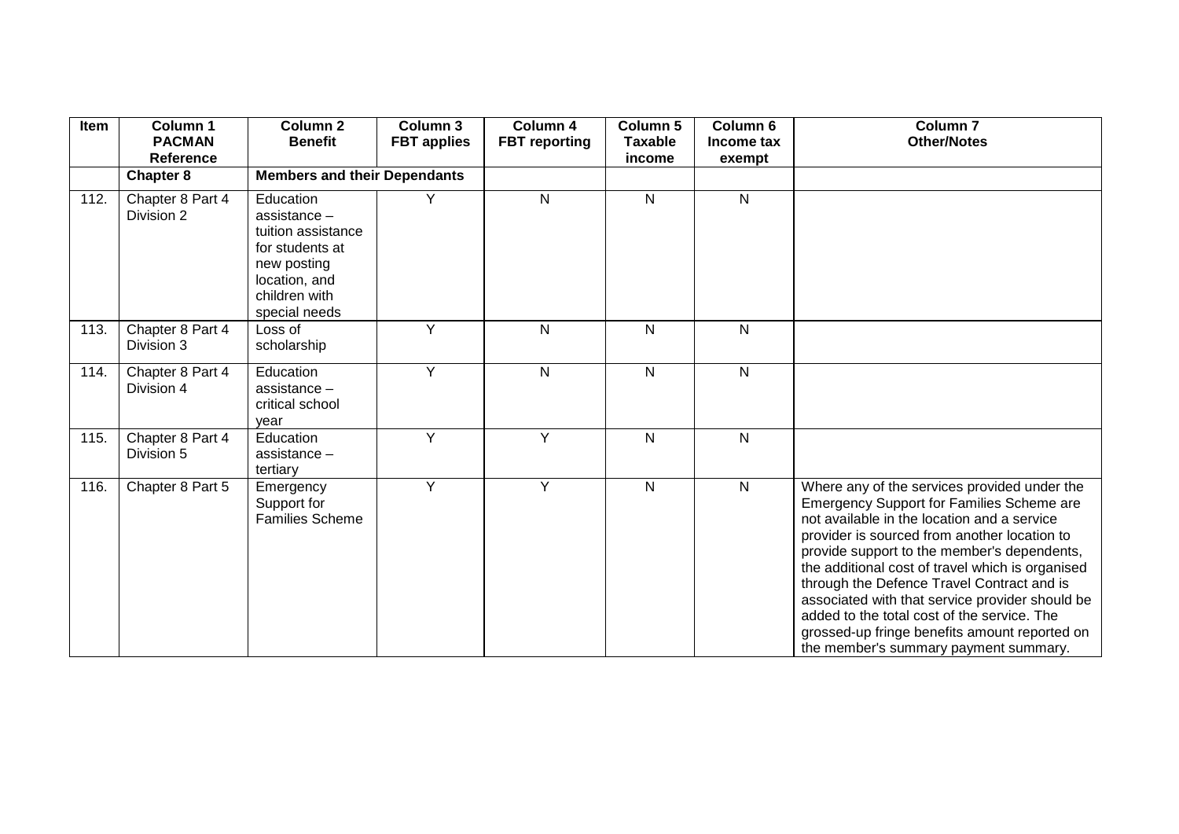| Item | Column 1 PACMAN Reference | Column 2 Benefit | Column 3 FBT applies | Column 4 FBT reporting | Column 5 Taxable income | Column 6 Income tax exempt | Column 7 Other/Notes |
|---|---|---|---|---|---|---|---|
| | **Chapter 8** | **Members and their Dependants** | | | | | |
| 112. | Chapter 8 Part 4 Division 2 | Education assistance – tuition assistance for students at new posting location, and children with special needs | Y | N | N | N | |
| 113. | Chapter 8 Part 4 Division 3 | Loss of scholarship | Y | N | N | N | |
| 114. | Chapter 8 Part 4 Division 4 | Education assistance – critical school year | Y | N | N | N | |
| 115. | Chapter 8 Part 4 Division 5 | Education assistance – tertiary | Y | Y | N | N | |
| 116. | Chapter 8 Part 5 | Emergency Support for Families Scheme | Y | Y | N | N | Where any of the services provided under the Emergency Support for Families Scheme are not available in the location and a service provider is sourced from another location to provide support to the member's dependents, the additional cost of travel which is organised through the Defence Travel Contract and is associated with that service provider should be added to the total cost of the service. The grossed-up fringe benefits amount reported on the member's summary payment summary. |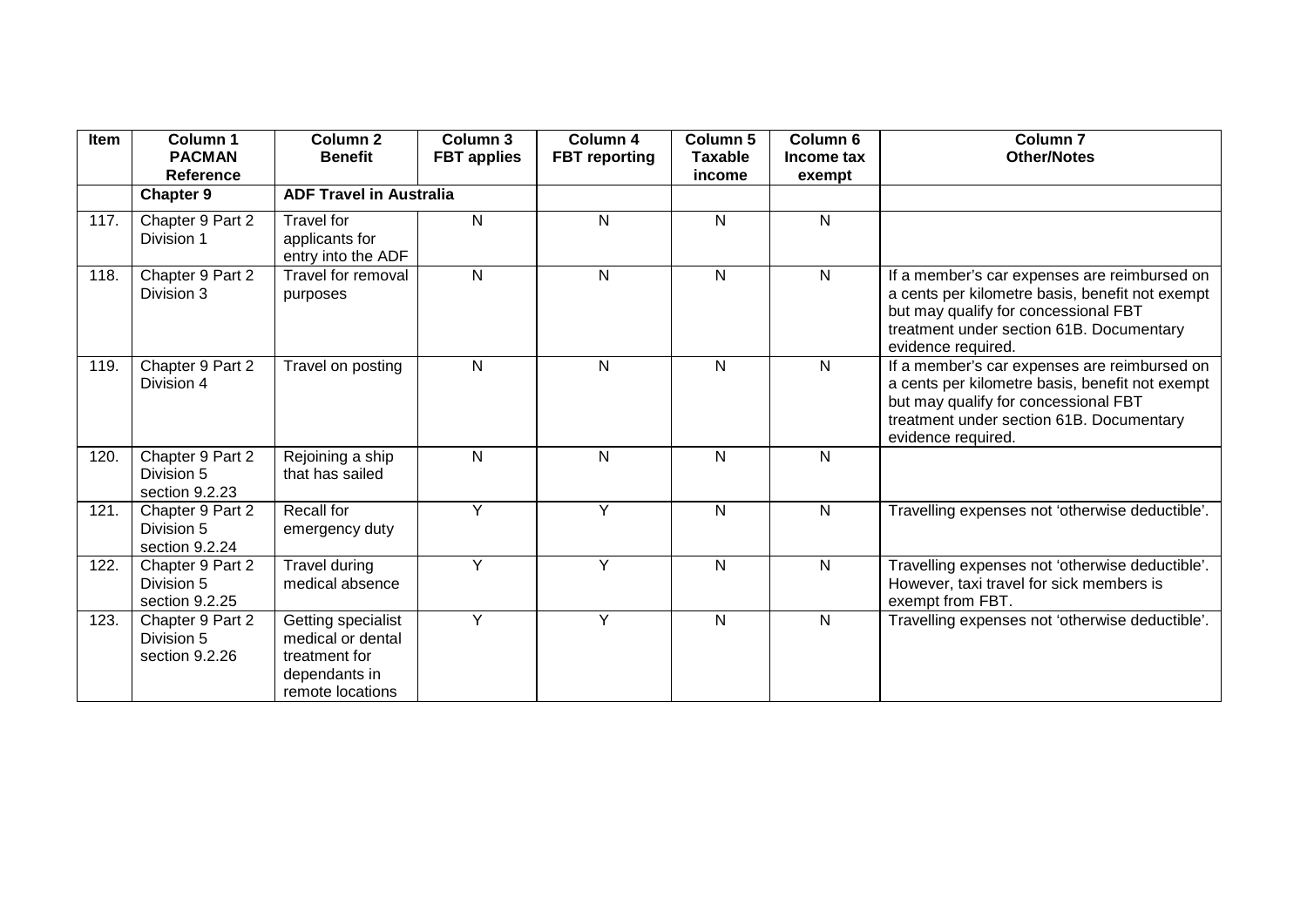| Item | Column 1 PACMAN Reference | Column 2 Benefit | Column 3 FBT applies | Column 4 FBT reporting | Column 5 Taxable income | Column 6 Income tax exempt | Column 7 Other/Notes |
|---|---|---|---|---|---|---|---|
| | **Chapter 9** | **ADF Travel in Australia** | | | | | |
| 117. | Chapter 9 Part 2 Division 1 | Travel for applicants for entry into the ADF | N | N | N | N | |
| 118. | Chapter 9 Part 2 Division 3 | Travel for removal purposes | N | N | N | N | If a member's car expenses are reimbursed on a cents per kilometre basis, benefit not exempt but may qualify for concessional FBT treatment under section 61B. Documentary evidence required. |
| 119. | Chapter 9 Part 2 Division 4 | Travel on posting | N | N | N | N | If a member's car expenses are reimbursed on a cents per kilometre basis, benefit not exempt but may qualify for concessional FBT treatment under section 61B. Documentary evidence required. |
| 120. | Chapter 9 Part 2 Division 5 section 9.2.23 | Rejoining a ship that has sailed | N | N | N | N | |
| 121. | Chapter 9 Part 2 Division 5 section 9.2.24 | Recall for emergency duty | Y | Y | N | N | Travelling expenses not 'otherwise deductible'. |
| 122. | Chapter 9 Part 2 Division 5 section 9.2.25 | Travel during medical absence | Y | Y | N | N | Travelling expenses not 'otherwise deductible'. However, taxi travel for sick members is exempt from FBT. |
| 123. | Chapter 9 Part 2 Division 5 section 9.2.26 | Getting specialist medical or dental treatment for dependants in remote locations | Y | Y | N | N | Travelling expenses not 'otherwise deductible'. |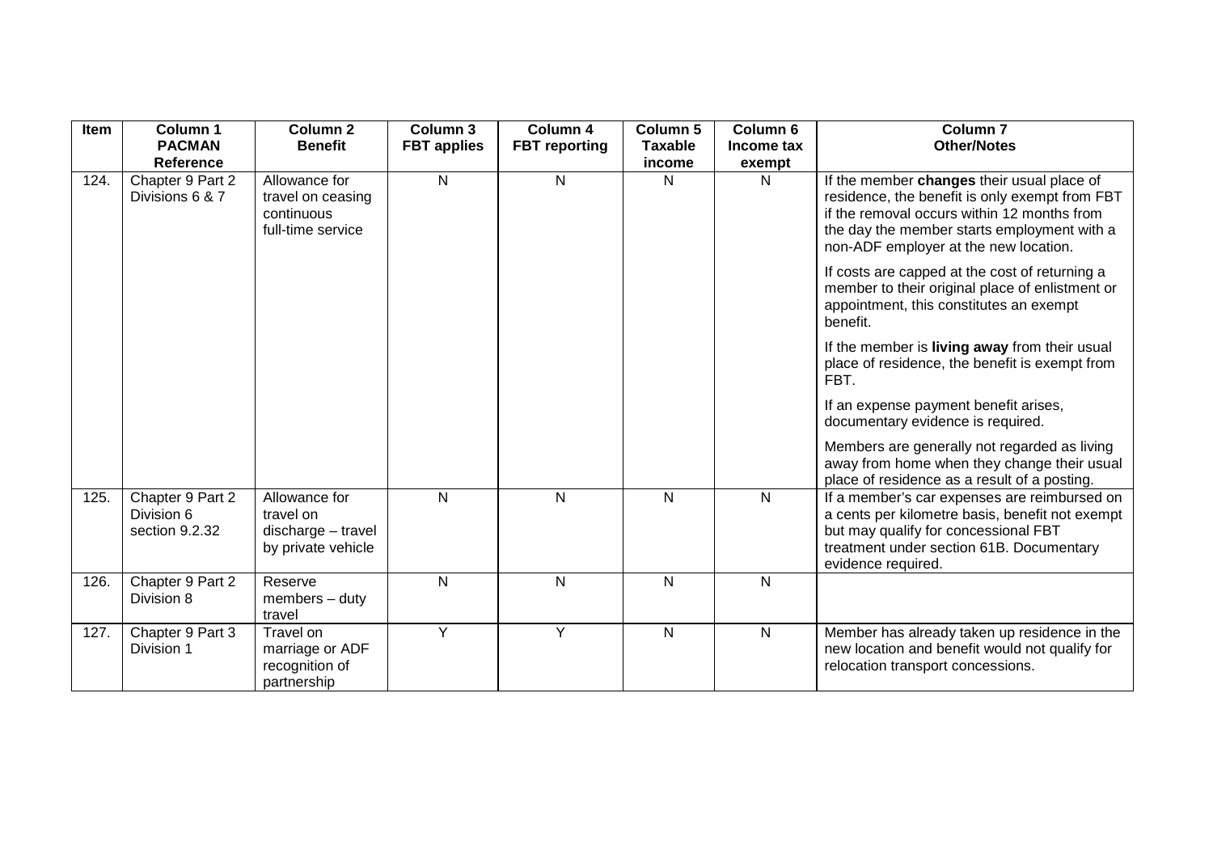| Item | Column 1 PACMAN Reference | Column 2 Benefit | Column 3 FBT applies | Column 4 FBT reporting | Column 5 Taxable income | Column 6 Income tax exempt | Column 7 Other/Notes |
|---|---|---|---|---|---|---|---|
| 124. | Chapter 9 Part 2 Divisions 6 & 7 | Allowance for travel on ceasing continuous full-time service | N | N | N | N | If the member **changes** their usual place of residence, the benefit is only exempt from FBT if the removal occurs within 12 months from the day the member starts employment with a non-ADF employer at the new location.<br><br>If costs are capped at the cost of returning a member to their original place of enlistment or appointment, this constitutes an exempt benefit.<br><br>If the member is **living away** from their usual place of residence, the benefit is exempt from FBT.<br><br>If an expense payment benefit arises, documentary evidence is required.<br><br>Members are generally not regarded as living away from home when they change their usual place of residence as a result of a posting. |
| 125. | Chapter 9 Part 2 Division 6 section 9.2.32 | Allowance for travel on discharge – travel by private vehicle | N | N | N | N | If a member's car expenses are reimbursed on a cents per kilometre basis, benefit not exempt but may qualify for concessional FBT treatment under section 61B. Documentary evidence required. |
| 126. | Chapter 9 Part 2 Division 8 | Reserve members – duty travel | N | N | N | N | |
| 127. | Chapter 9 Part 3 Division 1 | Travel on marriage or ADF recognition of partnership | Y | Y | N | N | Member has already taken up residence in the new location and benefit would not qualify for relocation transport concessions. |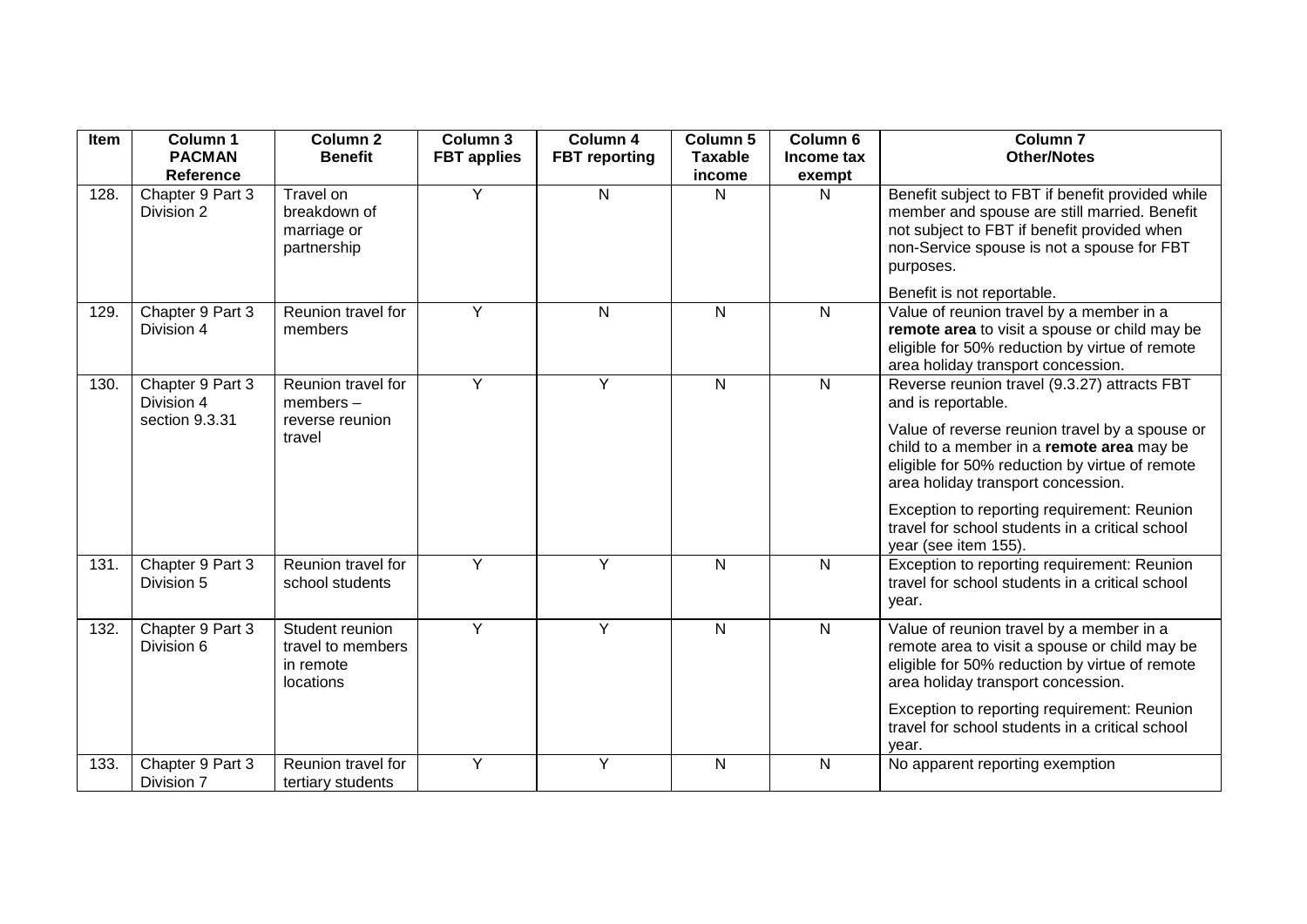| Item | Column 1 PACMAN Reference | Column 2 Benefit | Column 3 FBT applies | Column 4 FBT reporting | Column 5 Taxable income | Column 6 Income tax exempt | Column 7 Other/Notes |
|---|---|---|---|---|---|---|---|
| 128. | Chapter 9 Part 3 Division 2 | Travel on breakdown of marriage or partnership | Y | N | N | N | Benefit subject to FBT if benefit provided while member and spouse are still married. Benefit not subject to FBT if benefit provided when non-Service spouse is not a spouse for FBT purposes.<br><br>Benefit is not reportable. |
| 129. | Chapter 9 Part 3 Division 4 | Reunion travel for members | Y | N | N | N | Value of reunion travel by a member in a **remote area** to visit a spouse or child may be eligible for 50% reduction by virtue of remote area holiday transport concession. |
| 130. | Chapter 9 Part 3 Division 4 section 9.3.31 | Reunion travel for members – reverse reunion travel | Y | Y | N | N | Reverse reunion travel (9.3.27) attracts FBT and is reportable.<br><br>Value of reverse reunion travel by a spouse or child to a member in a **remote area** may be eligible for 50% reduction by virtue of remote area holiday transport concession.<br><br>Exception to reporting requirement: Reunion travel for school students in a critical school year (see item 155). |
| 131. | Chapter 9 Part 3 Division 5 | Reunion travel for school students | Y | Y | N | N | Exception to reporting requirement: Reunion travel for school students in a critical school year. |
| 132. | Chapter 9 Part 3 Division 6 | Student reunion travel to members in remote locations | Y | Y | N | N | Value of reunion travel by a member in a remote area to visit a spouse or child may be eligible for 50% reduction by virtue of remote area holiday transport concession.<br><br>Exception to reporting requirement: Reunion travel for school students in a critical school year. |
| 133. | Chapter 9 Part 3 Division 7 | Reunion travel for tertiary students | Y | Y | N | N | No apparent reporting exemption |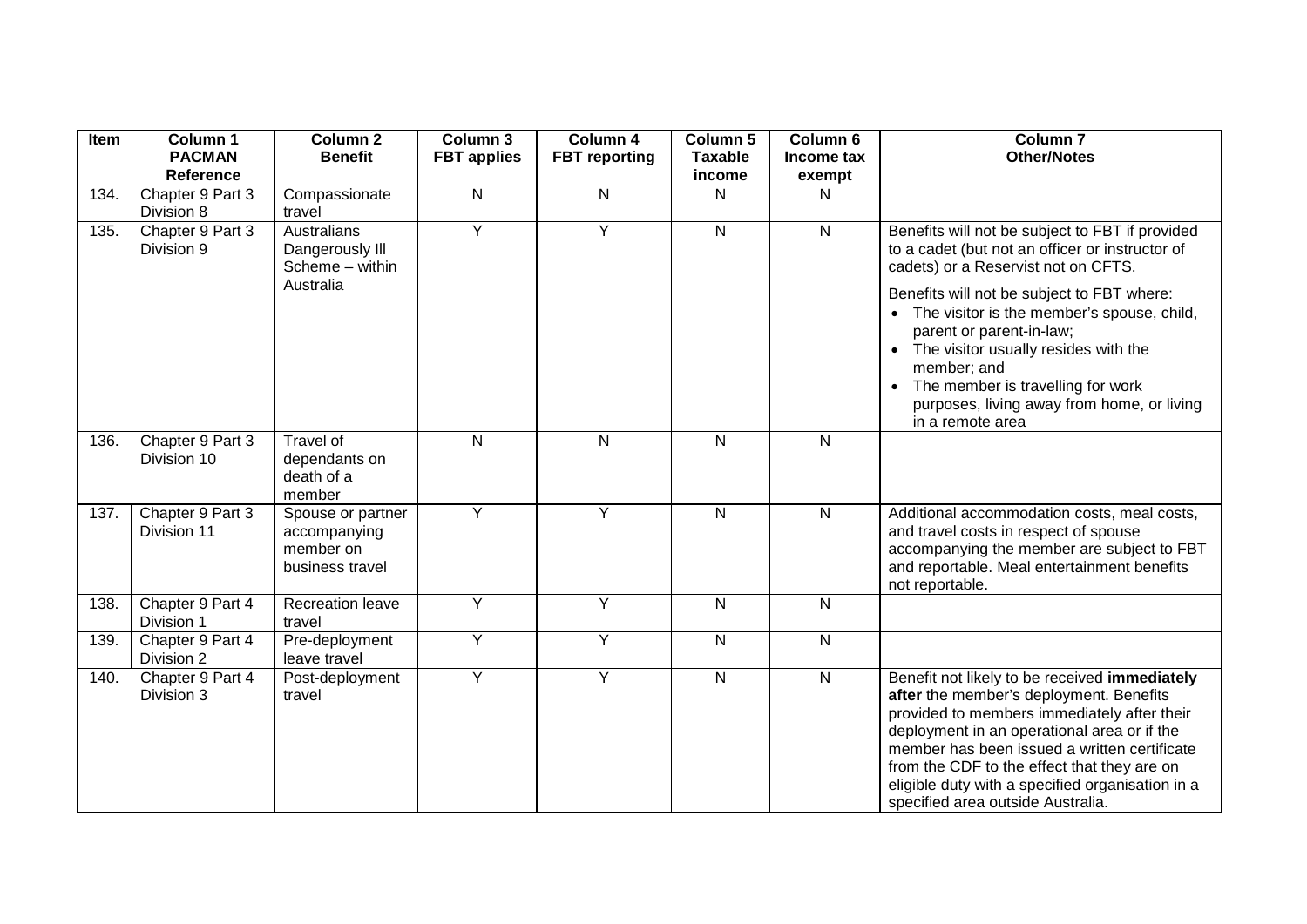| Item | Column 1 PACMAN Reference | Column 2 Benefit | Column 3 FBT applies | Column 4 FBT reporting | Column 5 Taxable income | Column 6 Income tax exempt | Column 7 Other/Notes |
|---|---|---|---|---|---|---|---|
| 134. | Chapter 9 Part 3 Division 8 | Compassionate travel | N | N | N | N | |
| 135. | Chapter 9 Part 3 Division 9 | Australians Dangerously Ill Scheme – within Australia | Y | Y | N | N | Benefits will not be subject to FBT if provided to a cadet (but not an officer or instructor of cadets) or a Reservist not on CFTS.<br><br>Benefits will not be subject to FBT where:<br>• The visitor is the member's spouse, child, parent or parent-in-law;<br>• The visitor usually resides with the member; and<br>• The member is travelling for work purposes, living away from home, or living in a remote area |
| 136. | Chapter 9 Part 3 Division 10 | Travel of dependants on death of a member | N | N | N | N | |
| 137. | Chapter 9 Part 3 Division 11 | Spouse or partner accompanying member on business travel | Y | Y | N | N | Additional accommodation costs, meal costs, and travel costs in respect of spouse accompanying the member are subject to FBT and reportable. Meal entertainment benefits not reportable. |
| 138. | Chapter 9 Part 4 Division 1 | Recreation leave travel | Y | Y | N | N | |
| 139. | Chapter 9 Part 4 Division 2 | Pre-deployment leave travel | Y | Y | N | N | |
| 140. | Chapter 9 Part 4 Division 3 | Post-deployment travel | Y | Y | N | N | Benefit not likely to be received **immediately after** the member's deployment. Benefits provided to members immediately after their deployment in an operational area or if the member has been issued a written certificate from the CDF to the effect that they are on eligible duty with a specified organisation in a specified area outside Australia. |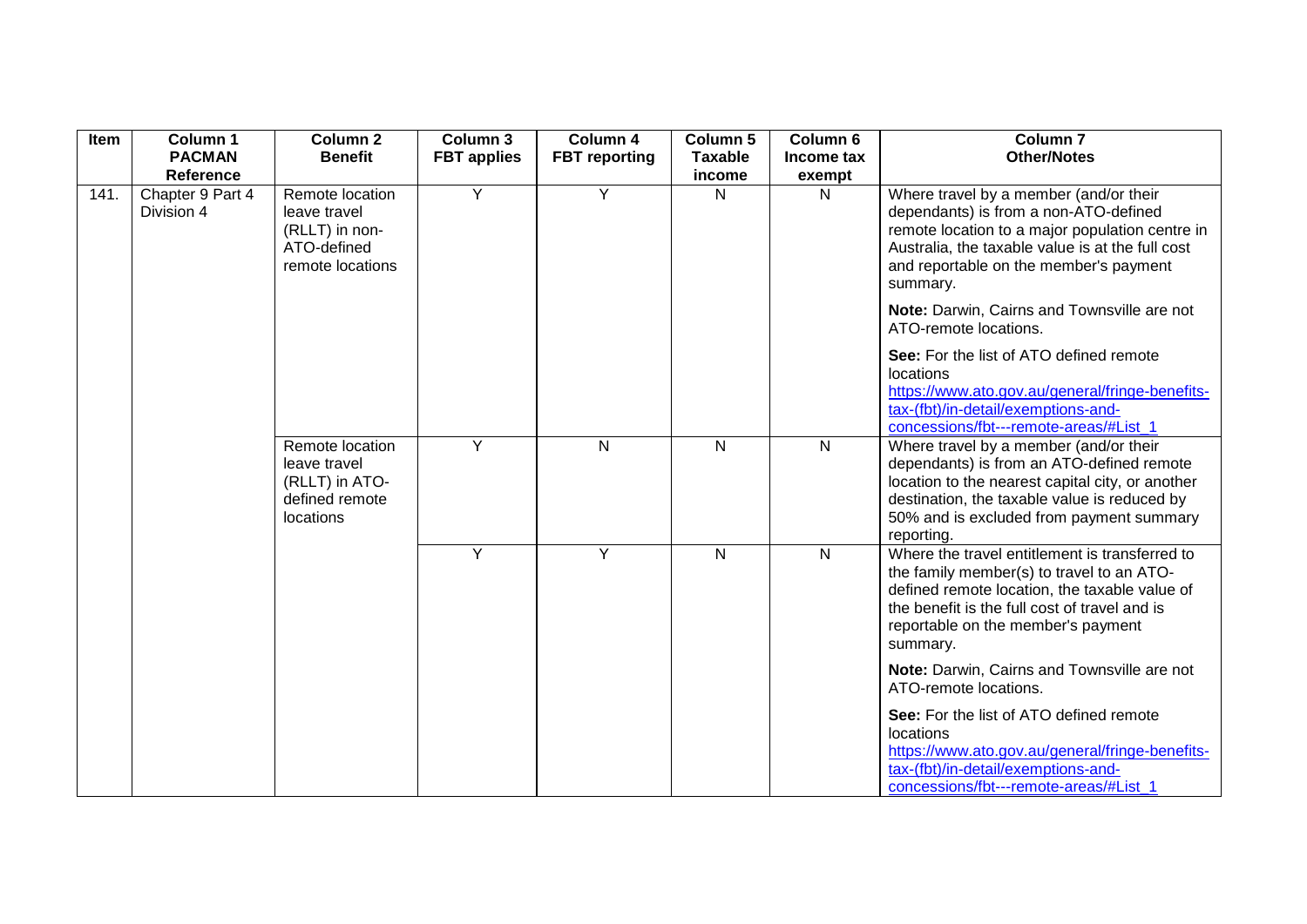| Item | Column 1 PACMAN Reference | Column 2 Benefit | Column 3 FBT applies | Column 4 FBT reporting | Column 5 Taxable income | Column 6 Income tax exempt | Column 7 Other/Notes |
|---|---|---|---|---|---|---|---|
| 141. | Chapter 9 Part 4 Division 4 | Remote location leave travel (RLLT) in non-ATO-defined remote locations | Y | Y | N | N | Where travel by a member (and/or their dependants) is from a non-ATO-defined remote location to a major population centre in Australia, the taxable value is at the full cost and reportable on the member's payment summary.<br><br>**Note:** Darwin, Cairns and Townsville are not ATO-remote locations.<br><br>**See:** For the list of ATO defined remote locations https://www.ato.gov.au/general/fringe-benefits-tax-(fbt)/in-detail/exemptions-and-concessions/fbt---remote-areas/#List_1 |
| | | Remote location leave travel (RLLT) in ATO-defined remote locations | Y | N | N | N | Where travel by a member (and/or their dependants) is from an ATO-defined remote location to the nearest capital city, or another destination, the taxable value is reduced by 50% and is excluded from payment summary reporting. |
| | | | Y | Y | N | N | Where the travel entitlement is transferred to the family member(s) to travel to an ATO-defined remote location, the taxable value of the benefit is the full cost of travel and is reportable on the member's payment summary.<br><br>**Note:** Darwin, Cairns and Townsville are not ATO-remote locations.<br><br>**See:** For the list of ATO defined remote locations https://www.ato.gov.au/general/fringe-benefits-tax-(fbt)/in-detail/exemptions-and-concessions/fbt---remote-areas/#List_1 |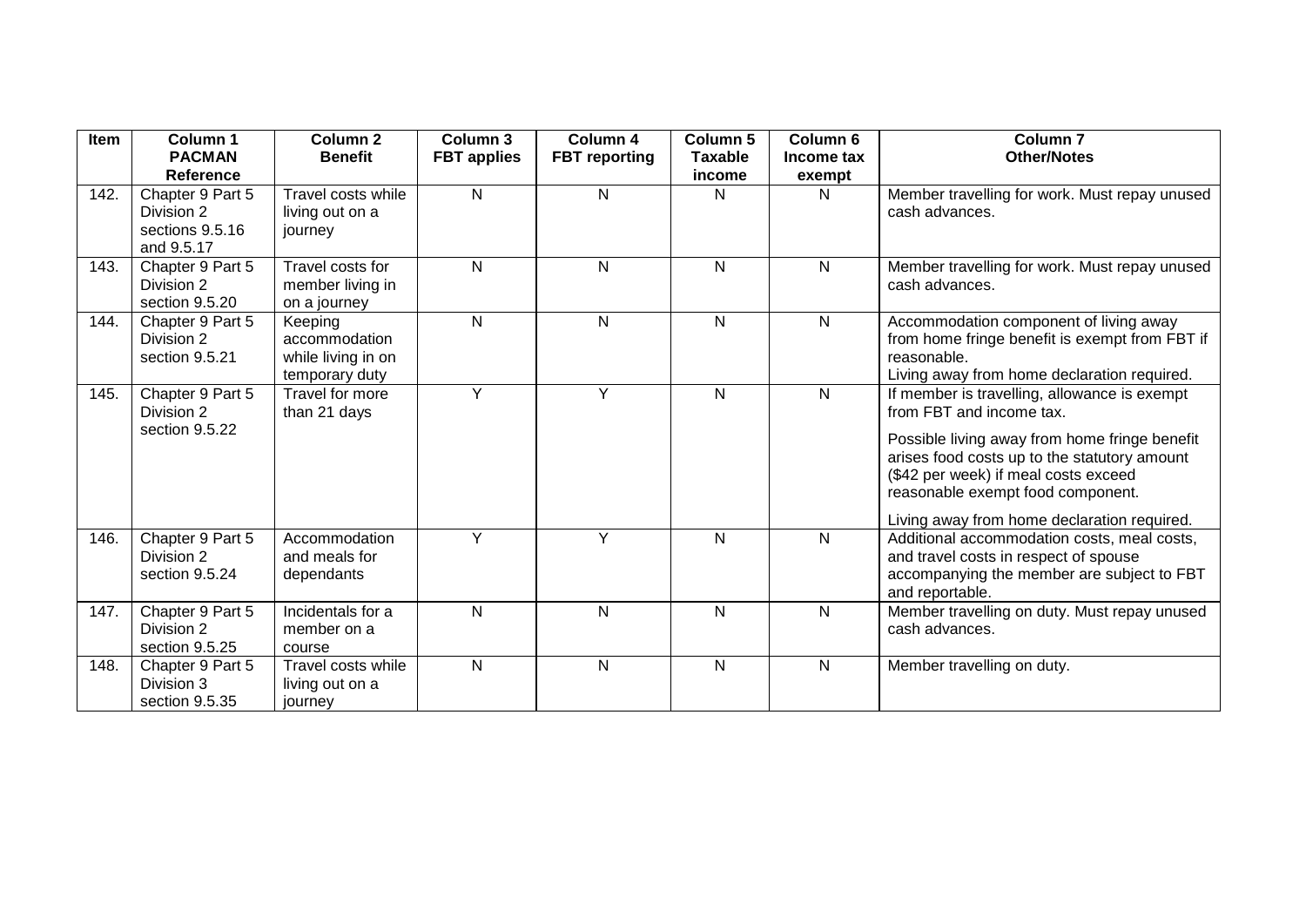| Item | Column 1 PACMAN Reference | Column 2 Benefit | Column 3 FBT applies | Column 4 FBT reporting | Column 5 Taxable income | Column 6 Income tax exempt | Column 7 Other/Notes |
|---|---|---|---|---|---|---|---|
| 142. | Chapter 9 Part 5 Division 2 sections 9.5.16 and 9.5.17 | Travel costs while living out on a journey | N | N | N | N | Member travelling for work. Must repay unused cash advances. |
| 143. | Chapter 9 Part 5 Division 2 section 9.5.20 | Travel costs for member living in on a journey | N | N | N | N | Member travelling for work. Must repay unused cash advances. |
| 144. | Chapter 9 Part 5 Division 2 section 9.5.21 | Keeping accommodation while living in on temporary duty | N | N | N | N | Accommodation component of living away from home fringe benefit is exempt from FBT if reasonable. Living away from home declaration required. |
| 145. | Chapter 9 Part 5 Division 2 section 9.5.22 | Travel for more than 21 days | Y | Y | N | N | If member is travelling, allowance is exempt from FBT and income tax. Possible living away from home fringe benefit arises food costs up to the statutory amount ($42 per week) if meal costs exceed reasonable exempt food component. Living away from home declaration required. |
| 146. | Chapter 9 Part 5 Division 2 section 9.5.24 | Accommodation and meals for dependants | Y | Y | N | N | Additional accommodation costs, meal costs, and travel costs in respect of spouse accompanying the member are subject to FBT and reportable. |
| 147. | Chapter 9 Part 5 Division 2 section 9.5.25 | Incidentals for a member on a course | N | N | N | N | Member travelling on duty. Must repay unused cash advances. |
| 148. | Chapter 9 Part 5 Division 3 section 9.5.35 | Travel costs while living out on a journey | N | N | N | N | Member travelling on duty. |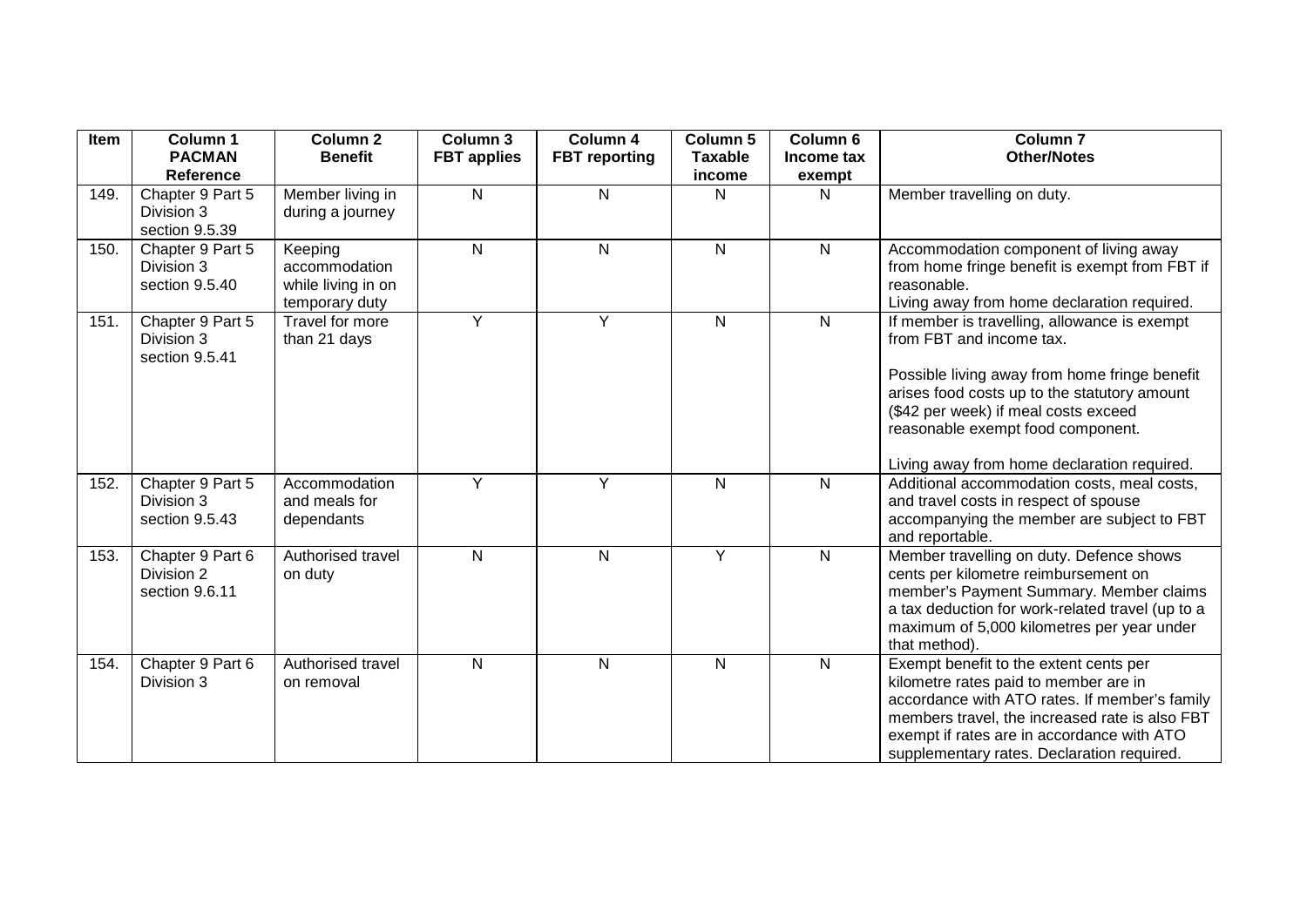| Item | Column 1 PACMAN Reference | Column 2 Benefit | Column 3 FBT applies | Column 4 FBT reporting | Column 5 Taxable income | Column 6 Income tax exempt | Column 7 Other/Notes |
|---|---|---|---|---|---|---|---|
| 149. | Chapter 9 Part 5 Division 3 section 9.5.39 | Member living in during a journey | N | N | N | N | Member travelling on duty. |
| 150. | Chapter 9 Part 5 Division 3 section 9.5.40 | Keeping accommodation while living in on temporary duty | N | N | N | N | Accommodation component of living away from home fringe benefit is exempt from FBT if reasonable.<br>Living away from home declaration required. |
| 151. | Chapter 9 Part 5 Division 3 section 9.5.41 | Travel for more than 21 days | Y | Y | N | N | If member is travelling, allowance is exempt from FBT and income tax.<br><br>Possible living away from home fringe benefit arises food costs up to the statutory amount ($42 per week) if meal costs exceed reasonable exempt food component.<br><br>Living away from home declaration required. |
| 152. | Chapter 9 Part 5 Division 3 section 9.5.43 | Accommodation and meals for dependants | Y | Y | N | N | Additional accommodation costs, meal costs, and travel costs in respect of spouse accompanying the member are subject to FBT and reportable. |
| 153. | Chapter 9 Part 6 Division 2 section 9.6.11 | Authorised travel on duty | N | N | Y | N | Member travelling on duty. Defence shows cents per kilometre reimbursement on member's Payment Summary. Member claims a tax deduction for work-related travel (up to a maximum of 5,000 kilometres per year under that method). |
| 154. | Chapter 9 Part 6 Division 3 | Authorised travel on removal | N | N | N | N | Exempt benefit to the extent cents per kilometre rates paid to member are in accordance with ATO rates. If member's family members travel, the increased rate is also FBT exempt if rates are in accordance with ATO supplementary rates. Declaration required. |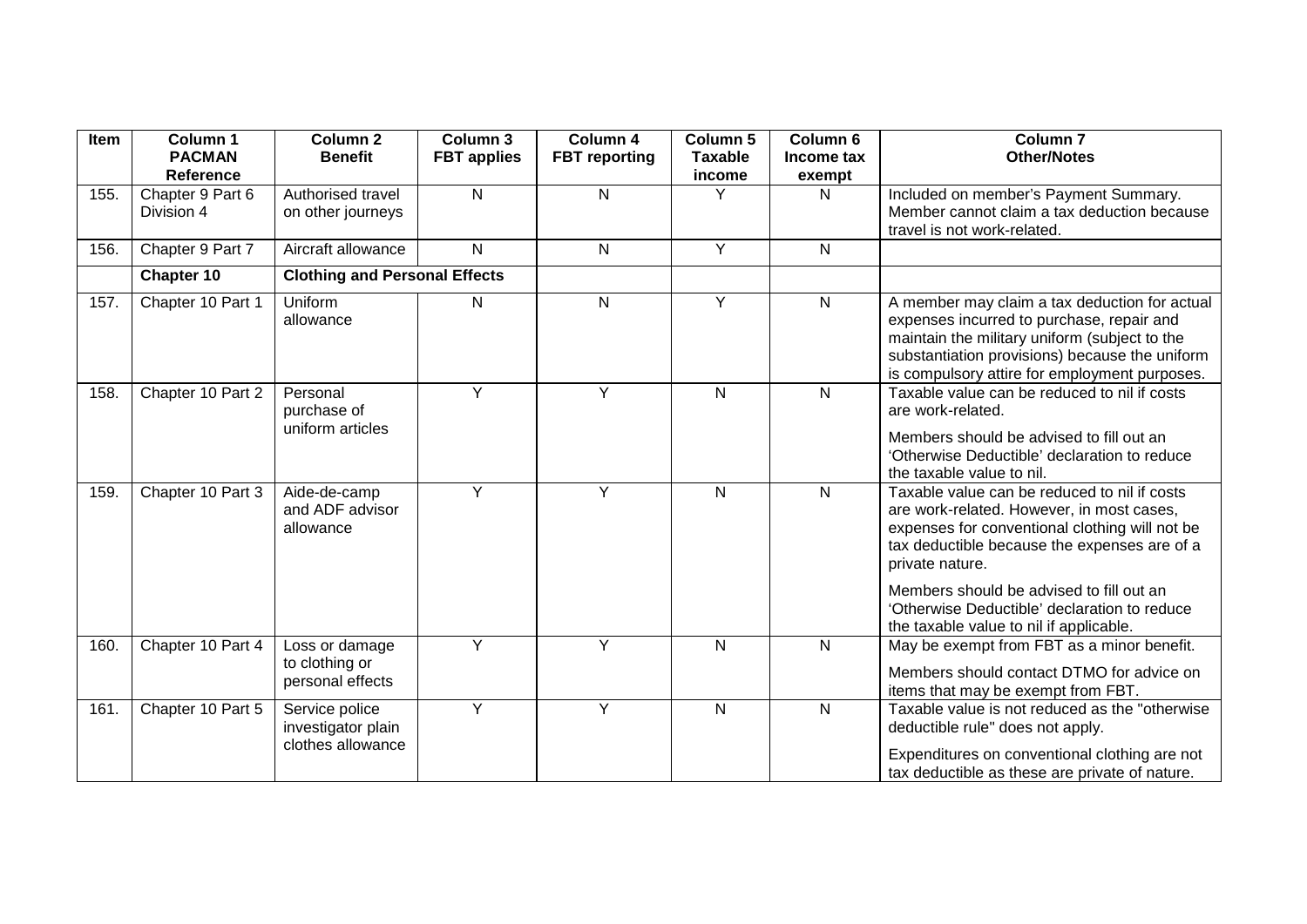| Item | Column 1 PACMAN Reference | Column 2 Benefit | Column 3 FBT applies | Column 4 FBT reporting | Column 5 Taxable income | Column 6 Income tax exempt | Column 7 Other/Notes |
|---|---|---|---|---|---|---|---|
| 155. | Chapter 9 Part 6 Division 4 | Authorised travel on other journeys | N | N | Y | N | Included on member's Payment Summary. Member cannot claim a tax deduction because travel is not work-related. |
| 156. | Chapter 9 Part 7 | Aircraft allowance | N | N | Y | N | |
| | **Chapter 10** | **Clothing and Personal Effects** | | | | | |
| 157. | Chapter 10 Part 1 | Uniform allowance | N | N | Y | N | A member may claim a tax deduction for actual expenses incurred to purchase, repair and maintain the military uniform (subject to the substantiation provisions) because the uniform is compulsory attire for employment purposes. |
| 158. | Chapter 10 Part 2 | Personal purchase of uniform articles | Y | Y | N | N | Taxable value can be reduced to nil if costs are work-related. Members should be advised to fill out an 'Otherwise Deductible' declaration to reduce the taxable value to nil. |
| 159. | Chapter 10 Part 3 | Aide-de-camp and ADF advisor allowance | Y | Y | N | N | Taxable value can be reduced to nil if costs are work-related. However, in most cases, expenses for conventional clothing will not be tax deductible because the expenses are of a private nature. Members should be advised to fill out an 'Otherwise Deductible' declaration to reduce the taxable value to nil if applicable. |
| 160. | Chapter 10 Part 4 | Loss or damage to clothing or personal effects | Y | Y | N | N | May be exempt from FBT as a minor benefit. Members should contact DTMO for advice on items that may be exempt from FBT. |
| 161. | Chapter 10 Part 5 | Service police investigator plain clothes allowance | Y | Y | N | N | Taxable value is not reduced as the "otherwise deductible rule" does not apply. Expenditures on conventional clothing are not tax deductible as these are private of nature. |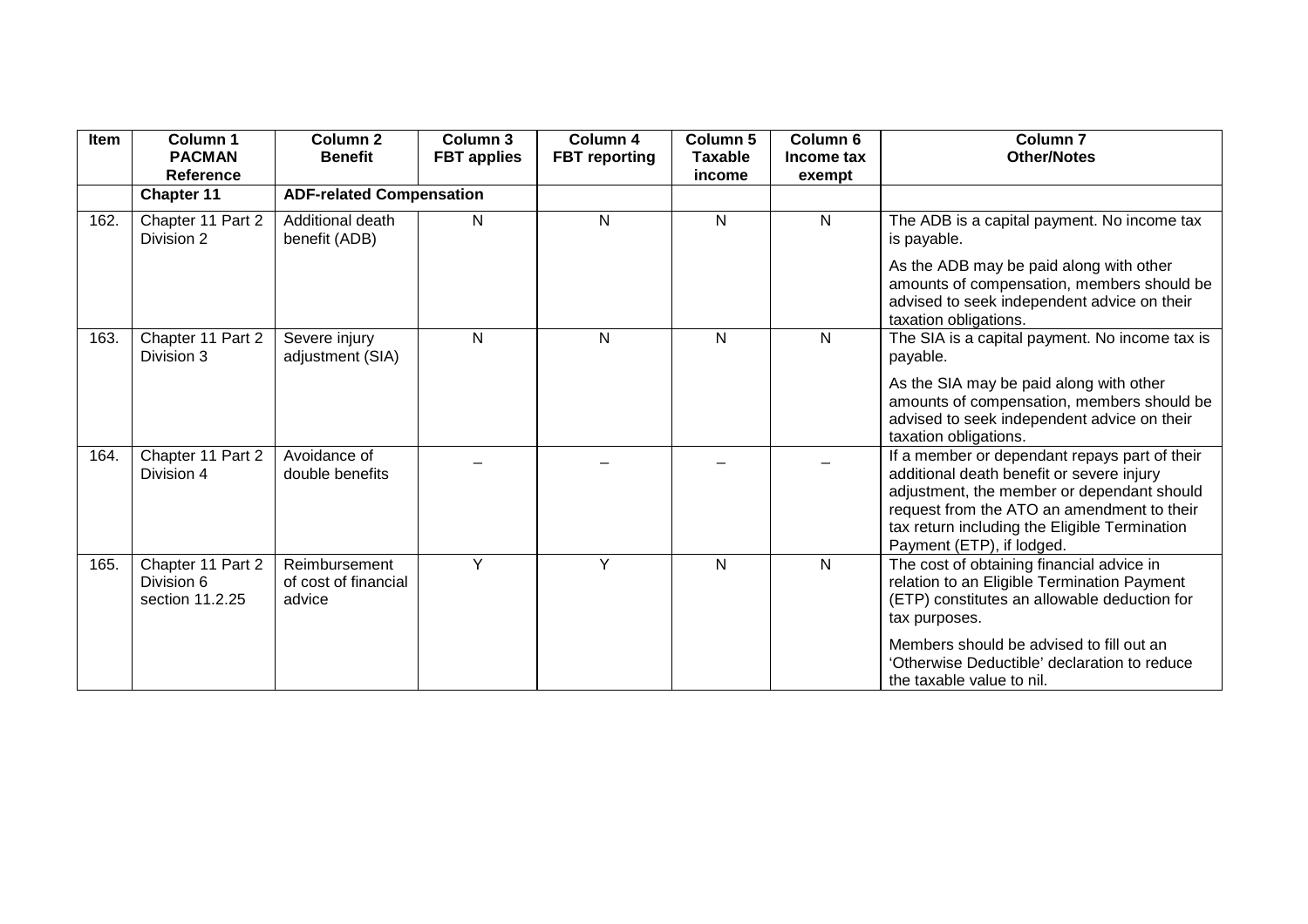| Item | Column 1 PACMAN Reference | Column 2 Benefit | Column 3 FBT applies | Column 4 FBT reporting | Column 5 Taxable income | Column 6 Income tax exempt | Column 7 Other/Notes |
|---|---|---|---|---|---|---|---|
| | **Chapter 11** | **ADF-related Compensation** | | | | | |
| 162. | Chapter 11 Part 2 Division 2 | Additional death benefit (ADB) | N | N | N | N | The ADB is a capital payment. No income tax is payable.<br><br>As the ADB may be paid along with other amounts of compensation, members should be advised to seek independent advice on their taxation obligations. |
| 163. | Chapter 11 Part 2 Division 3 | Severe injury adjustment (SIA) | N | N | N | N | The SIA is a capital payment. No income tax is payable.<br><br>As the SIA may be paid along with other amounts of compensation, members should be advised to seek independent advice on their taxation obligations. |
| 164. | Chapter 11 Part 2 Division 4 | Avoidance of double benefits | – | – | – | – | If a member or dependant repays part of their additional death benefit or severe injury adjustment, the member or dependant should request from the ATO an amendment to their tax return including the Eligible Termination Payment (ETP), if lodged. |
| 165. | Chapter 11 Part 2 Division 6 section 11.2.25 | Reimbursement of cost of financial advice | Y | Y | N | N | The cost of obtaining financial advice in relation to an Eligible Termination Payment (ETP) constitutes an allowable deduction for tax purposes.<br><br>Members should be advised to fill out an 'Otherwise Deductible' declaration to reduce the taxable value to nil. |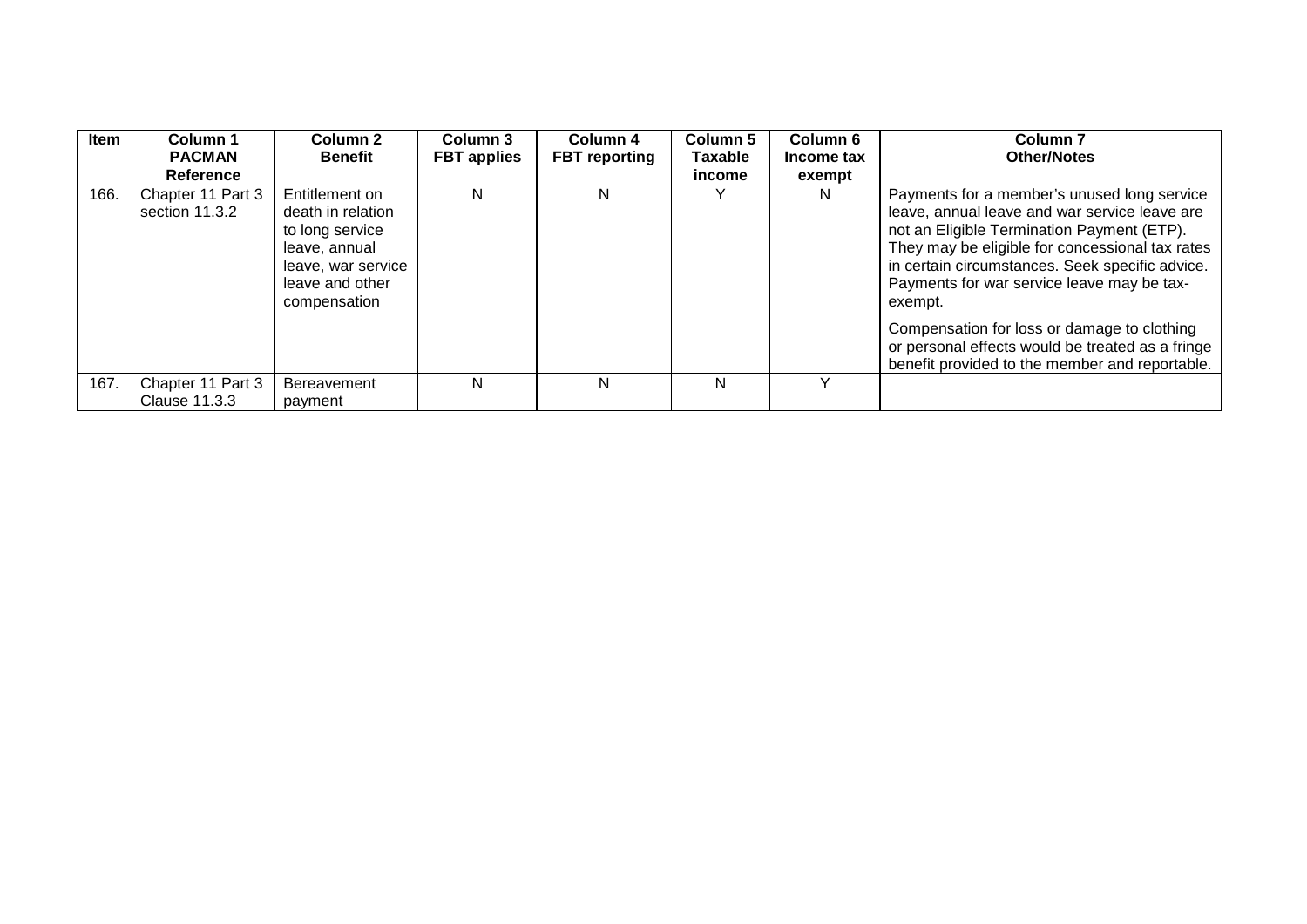| Item | Column 1 PACMAN Reference | Column 2 Benefit | Column 3 FBT applies | Column 4 FBT reporting | Column 5 Taxable income | Column 6 Income tax exempt | Column 7 Other/Notes |
|---|---|---|---|---|---|---|---|
| 166. | Chapter 11 Part 3 section 11.3.2 | Entitlement on death in relation to long service leave, annual leave, war service leave and other compensation | N | N | Y | N | Payments for a member's unused long service leave, annual leave and war service leave are not an Eligible Termination Payment (ETP). They may be eligible for concessional tax rates in certain circumstances. Seek specific advice. Payments for war service leave may be tax-exempt.<br><br>Compensation for loss or damage to clothing or personal effects would be treated as a fringe benefit provided to the member and reportable. |
| 167. | Chapter 11 Part 3 Clause 11.3.3 | Bereavement payment | N | N | N | Y | |